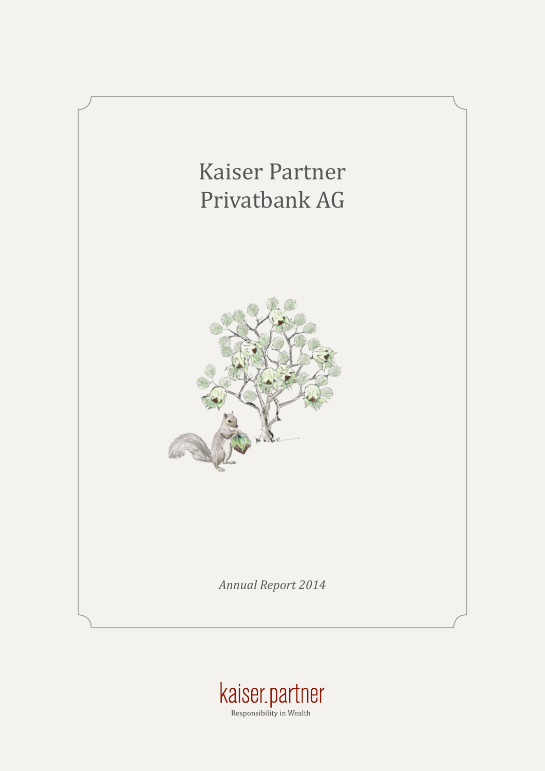# Kaiser Partner Privatbank AG

*Annual Report 2014*

kaiser.partner

Responsibility in Wealth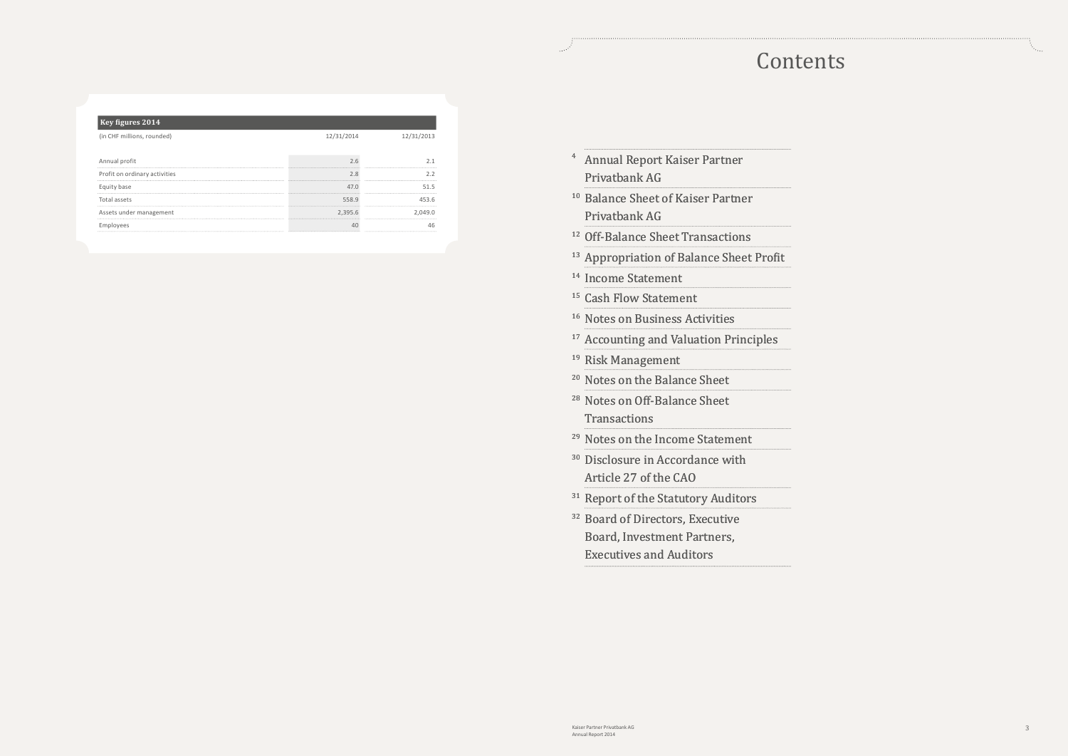| Key figures 2014 | | |
|---|---|---|
| (in CHF millions, rounded) | 12/31/2014 | 12/31/2013 |
| Annual profit | 2.6 | 2.1 |
| Profit on ordinary activities | 2.8 | 2.2 |
| Equity base | 47.0 | 51.5 |
| Total assets | 558.9 | 453.6 |
| Assets under management | 2,395.6 | 2,049.0 |
| Employees | 40 | 46 |

# Contents

- 4 Annual Report Kaiser Partner Privatbank AG
- 10 Balance Sheet of Kaiser Partner Privatbank AG
- 12 Off-Balance Sheet Transactions
- 13 Appropriation of Balance Sheet Profit
- 14 Income Statement
- 15 Cash Flow Statement
- 16 Notes on Business Activities
- 17 Accounting and Valuation Principles
- 19 Risk Management
- 20 Notes on the Balance Sheet
- 28 Notes on Off-Balance Sheet Transactions
- 29 Notes on the Income Statement
- 30 Disclosure in Accordance with Article 27 of the CAO
- 31 Report of the Statutory Auditors
- 32 Board of Directors, Executive Board, Investment Partners, Executives and Auditors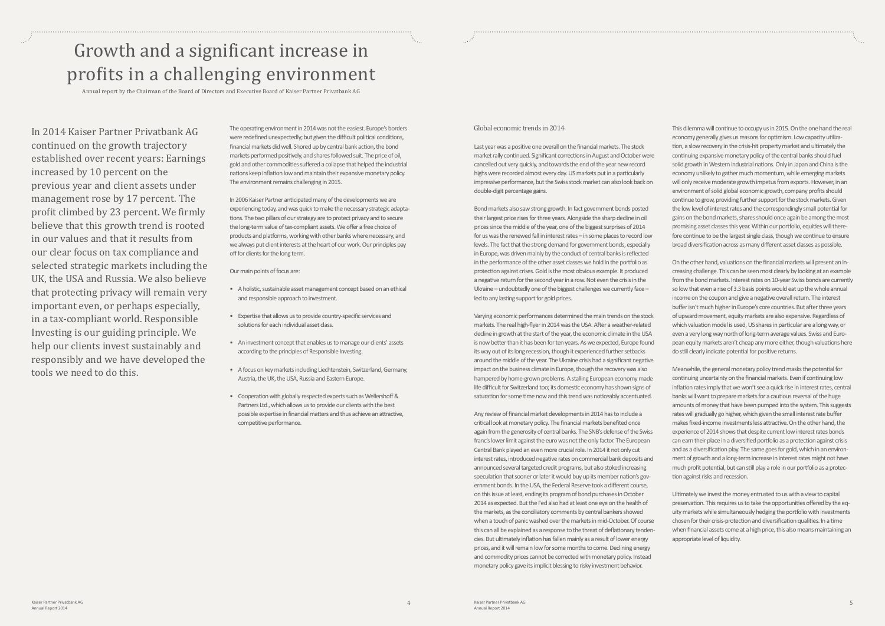# Growth and a significant increase in profits in a challenging environment

Annual report by the Chairman of the Board of Directors and Executive Board of Kaiser Partner Privatbank AG

In 2014 Kaiser Partner Privatbank AG continued on the growth trajectory established over recent years: Earnings increased by 10 percent on the previous year and client assets under management rose by 17 percent. The profit climbed by 23 percent. We firmly believe that this growth trend is rooted in our values and that it results from our clear focus on tax compliance and selected strategic markets including the UK, the USA and Russia. We also believe that protecting privacy will remain very important even, or perhaps especially, in a tax-compliant world. Responsible Investing is our guiding principle. We help our clients invest sustainably and responsibly and we have developed the tools we need to do this.

The operating environment in 2014 was not the easiest. Europe's borders were redefined unexpectedly; but given the difficult political conditions, financial markets did well. Shored up by central bank action, the bond markets performed positively, and shares followed suit. The price of oil, gold and other commodities suffered a collapse that helped the industrial nations keep inflation low and maintain their expansive monetary policy. The environment remains challenging in 2015.

In 2006 Kaiser Partner anticipated many of the developments we are experiencing today, and was quick to make the necessary strategic adaptations. The two pillars of our strategy are to protect privacy and to secure the long-term value of tax-compliant assets. We offer a free choice of products and platforms, working with other banks where necessary, and we always put client interests at the heart of our work. Our principles pay off for clients for the long term.

Our main points of focus are:

- A holistic, sustainable asset management concept based on an ethical and responsible approach to investment.
- Expertise that allows us to provide country-specific services and solutions for each individual asset class.
- An investment concept that enables us to manage our clients' assets according to the principles of Responsible Investing.
- A focus on key markets including Liechtenstein, Switzerland, Germany, Austria, the UK, the USA, Russia and Eastern Europe.
- Cooperation with globally respected experts such as Wellershoff & Partners Ltd., which allows us to provide our clients with the best possible expertise in financial matters and thus achieve an attractive, competitive performance.

## Global economic trends in 2014

Last year was a positive one overall on the financial markets. The stock market rally continued. Significant corrections in August and October were cancelled out very quickly, and towards the end of the year new record highs were recorded almost every day. US markets put in a particularly impressive performance, but the Swiss stock market can also look back on double-digit percentage gains.

Bond markets also saw strong growth. In fact government bonds posted their largest price rises for three years. Alongside the sharp decline in oil prices since the middle of the year, one of the biggest surprises of 2014 for us was the renewed fall in interest rates – in some places to record low levels. The fact that the strong demand for government bonds, especially in Europe, was driven mainly by the conduct of central banks is reflected in the performance of the other asset classes we hold in the portfolio as protection against crises. Gold is the most obvious example. It produced a negative return for the second year in a row. Not even the crisis in the Ukraine – undoubtedly one of the biggest challenges we currently face – led to any lasting support for gold prices.

Varying economic performances determined the main trends on the stock markets. The real high-flyer in 2014 was the USA. After a weather-related decline in growth at the start of the year, the economic climate in the USA is now better than it has been for ten years. As we expected, Europe found its way out of its long recession, though it experienced further setbacks around the middle of the year. The Ukraine crisis had a significant negative impact on the business climate in Europe, though the recovery was also hampered by home-grown problems. A stalling European economy made life difficult for Switzerland too; its domestic economy has shown signs of saturation for some time now and this trend was noticeably accentuated.

Any review of financial market developments in 2014 has to include a critical look at monetary policy. The financial markets benefited once again from the generosity of central banks. The SNB's defense of the Swiss franc's lower limit against the euro was not the only factor. The European Central Bank played an even more crucial role. In 2014 it not only cut interest rates, introduced negative rates on commercial bank deposits and announced several targeted credit programs, but also stoked increasing speculation that sooner or later it would buy up its member nation's government bonds. In the USA, the Federal Reserve took a different course, on this issue at least, ending its program of bond purchases in October 2014 as expected. But the Fed also had at least one eye on the health of the markets, as the conciliatory comments by central bankers showed when a touch of panic washed over the markets in mid-October. Of course this can all be explained as a response to the threat of deflationary tendencies. But ultimately inflation has fallen mainly as a result of lower energy prices, and it will remain low for some months to come. Declining energy and commodity prices cannot be corrected with monetary policy. Instead monetary policy gave its implicit blessing to risky investment behavior.

This dilemma will continue to occupy us in 2015. On the one hand the real economy generally gives us reasons for optimism. Low capacity utilization, a slow recovery in the crisis-hit property market and ultimately the continuing expansive monetary policy of the central banks should fuel solid growth in Western industrial nations. Only in Japan and China is the economy unlikely to gather much momentum, while emerging markets will only receive moderate growth impetus from exports. However, in an environment of solid global economic growth, company profits should continue to grow, providing further support for the stock markets. Given the low level of interest rates and the correspondingly small potential for gains on the bond markets, shares should once again be among the most promising asset classes this year. Within our portfolio, equities will therefore continue to be the largest single class, though we continue to ensure broad diversification across as many different asset classes as possible.

On the other hand, valuations on the financial markets will present an increasing challenge. This can be seen most clearly by looking at an example from the bond markets. Interest rates on 10-year Swiss bonds are currently so low that even a rise of 3.3 basis points would eat up the whole annual income on the coupon and give a negative overall return. The interest buffer isn't much higher in Europe's core countries. But after three years of upward movement, equity markets are also expensive. Regardless of which valuation model is used, US shares in particular are a long way, or even a very long way north of long-term average values. Swiss and European equity markets aren't cheap any more either, though valuations here do still clearly indicate potential for positive returns.

Meanwhile, the general monetary policy trend masks the potential for continuing uncertainty on the financial markets. Even if continuing low inflation rates imply that we won't see a quick rise in interest rates, central banks will want to prepare markets for a cautious reversal of the huge amounts of money that have been pumped into the system. This suggests rates will gradually go higher, which given the small interest rate buffer makes fixed-income investments less attractive. On the other hand, the experience of 2014 shows that despite current low interest rates bonds can earn their place in a diversified portfolio as a protection against crisis and as a diversification play. The same goes for gold, which in an environment of growth and a long-term increase in interest rates might not have much profit potential, but can still play a role in our portfolio as a protection against risks and recession.

Ultimately we invest the money entrusted to us with a view to capital preservation. This requires us to take the opportunities offered by the equity markets while simultaneously hedging the portfolio with investments chosen for their crisis-protection and diversification qualities. In a time when financial assets come at a high price, this also means maintaining an appropriate level of liquidity.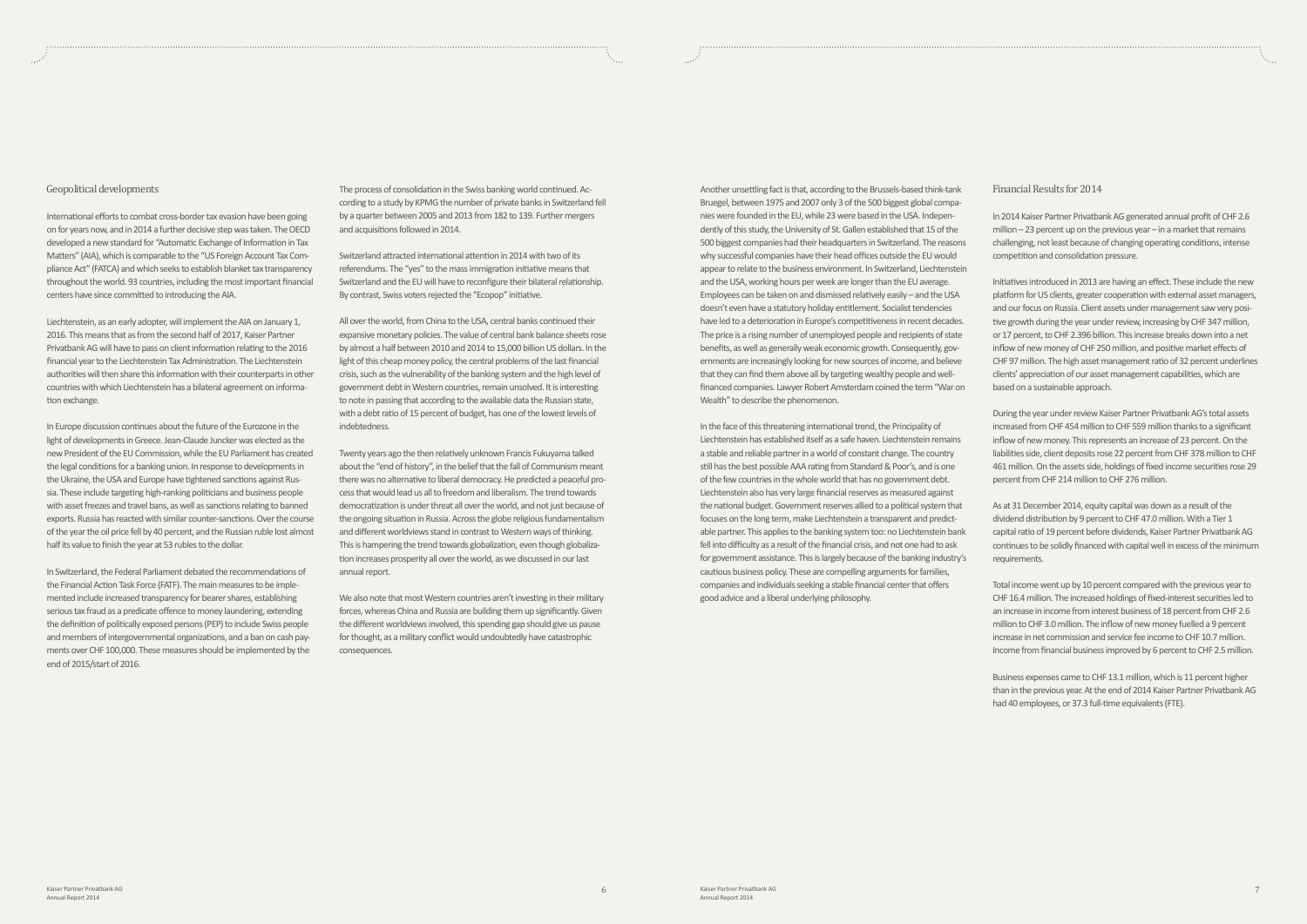## Geopolitical developments

International efforts to combat cross-border tax evasion have been going on for years now, and in 2014 a further decisive step was taken. The OECD developed a new standard for "Automatic Exchange of Information in Tax Matters" (AIA), which is comparable to the "US Foreign Account Tax Compliance Act" (FATCA) and which seeks to establish blanket tax transparency throughout the world. 93 countries, including the most important financial centers have since committed to introducing the AIA.

Liechtenstein, as an early adopter, will implement the AIA on January 1, 2016. This means that as from the second half of 2017, Kaiser Partner Privatbank AG will have to pass on client information relating to the 2016 financial year to the Liechtenstein Tax Administration. The Liechtenstein authorities will then share this information with their counterparts in other countries with which Liechtenstein has a bilateral agreement on information exchange.

In Europe discussion continues about the future of the Eurozone in the light of developments in Greece. Jean-Claude Juncker was elected as the new President of the EU Commission, while the EU Parliament has created the legal conditions for a banking union. In response to developments in the Ukraine, the USA and Europe have tightened sanctions against Russia. These include targeting high-ranking politicians and business people with asset freezes and travel bans, as well as sanctions relating to banned exports. Russia has reacted with similar counter-sanctions. Over the course of the year the oil price fell by 40 percent, and the Russian ruble lost almost half its value to finish the year at 53 rubles to the dollar.

In Switzerland, the Federal Parliament debated the recommendations of the Financial Action Task Force (FATF). The main measures to be implemented include increased transparency for bearer shares, establishing serious tax fraud as a predicate offence to money laundering, extending the definition of politically exposed persons (PEP) to include Swiss people and members of intergovernmental organizations, and a ban on cash payments over CHF 100,000. These measures should be implemented by the end of 2015/start of 2016.

The process of consolidation in the Swiss banking world continued. According to a study by KPMG the number of private banks in Switzerland fell by a quarter between 2005 and 2013 from 182 to 139. Further mergers and acquisitions followed in 2014.

Switzerland attracted international attention in 2014 with two of its referendums. The "yes" to the mass immigration initiative means that Switzerland and the EU will have to reconfigure their bilateral relationship. By contrast, Swiss voters rejected the "Ecopop" initiative.

All over the world, from China to the USA, central banks continued their expansive monetary policies. The value of central bank balance sheets rose by almost a half between 2010 and 2014 to 15,000 billion US dollars. In the light of this cheap money policy, the central problems of the last financial crisis, such as the vulnerability of the banking system and the high level of government debt in Western countries, remain unsolved. It is interesting to note in passing that according to the available data the Russian state, with a debt ratio of 15 percent of budget, has one of the lowest levels of indebtedness.

Twenty years ago the then relatively unknown Francis Fukuyama talked about the "end of history", in the belief that the fall of Communism meant there was no alternative to liberal democracy. He predicted a peaceful process that would lead us all to freedom and liberalism. The trend towards democratization is under threat all over the world, and not just because of the ongoing situation in Russia. Across the globe religious fundamentalism and different worldviews stand in contrast to Western ways of thinking. This is hampering the trend towards globalization, even though globalization increases prosperity all over the world, as we discussed in our last annual report.

We also note that most Western countries aren't investing in their military forces, whereas China and Russia are building them up significantly. Given the different worldviews involved, this spending gap should give us pause for thought, as a military conflict would undoubtedly have catastrophic consequences.

Another unsettling fact is that, according to the Brussels-based think-tank Bruegel, between 1975 and 2007 only 3 of the 500 biggest global companies were founded in the EU, while 23 were based in the USA. Independently of this study, the University of St. Gallen established that 15 of the 500 biggest companies had their headquarters in Switzerland. The reasons why successful companies have their head offices outside the EU would appear to relate to the business environment. In Switzerland, Liechtenstein and the USA, working hours per week are longer than the EU average. Employees can be taken on and dismissed relatively easily – and the USA doesn't even have a statutory holiday entitlement. Socialist tendencies have led to a deterioration in Europe's competitiveness in recent decades. The price is a rising number of unemployed people and recipients of state benefits, as well as generally weak economic growth. Consequently, governments are increasingly looking for new sources of income, and believe that they can find them above all by targeting wealthy people and well-financed companies. Lawyer Robert Amsterdam coined the term "War on Wealth" to describe the phenomenon.

In the face of this threatening international trend, the Principality of Liechtenstein has established itself as a safe haven. Liechtenstein remains a stable and reliable partner in a world of constant change. The country still has the best possible AAA rating from Standard & Poor's, and is one of the few countries in the whole world that has no government debt. Liechtenstein also has very large financial reserves as measured against the national budget. Government reserves allied to a political system that focuses on the long term, make Liechtenstein a transparent and predictable partner. This applies to the banking system too: no Liechtenstein bank fell into difficulty as a result of the financial crisis, and not one had to ask for government assistance. This is largely because of the banking industry's cautious business policy. These are compelling arguments for families, companies and individuals seeking a stable financial center that offers good advice and a liberal underlying philosophy.

## Financial Results for 2014

In 2014 Kaiser Partner Privatbank AG generated annual profit of CHF 2.6 million – 23 percent up on the previous year – in a market that remains challenging, not least because of changing operating conditions, intense competition and consolidation pressure.

Initiatives introduced in 2013 are having an effect. These include the new platform for US clients, greater cooperation with external asset managers, and our focus on Russia. Client assets under management saw very positive growth during the year under review, increasing by CHF 347 million, or 17 percent, to CHF 2.396 billion. This increase breaks down into a net inflow of new money of CHF 250 million, and positive market effects of CHF 97 million. The high asset management ratio of 32 percent underlines clients' appreciation of our asset management capabilities, which are based on a sustainable approach.

During the year under review Kaiser Partner Privatbank AG's total assets increased from CHF 454 million to CHF 559 million thanks to a significant inflow of new money. This represents an increase of 23 percent. On the liabilities side, client deposits rose 22 percent from CHF 378 million to CHF 461 million. On the assets side, holdings of fixed income securities rose 29 percent from CHF 214 million to CHF 276 million.

As at 31 December 2014, equity capital was down as a result of the dividend distribution by 9 percent to CHF 47.0 million. With a Tier 1 capital ratio of 19 percent before dividends, Kaiser Partner Privatbank AG continues to be solidly financed with capital well in excess of the minimum requirements.

Total income went up by 10 percent compared with the previous year to CHF 16.4 million. The increased holdings of fixed-interest securities led to an increase in income from interest business of 18 percent from CHF 2.6 million to CHF 3.0 million. The inflow of new money fuelled a 9 percent increase in net commission and service fee income to CHF 10.7 million. Income from financial business improved by 6 percent to CHF 2.5 million.

Business expenses came to CHF 13.1 million, which is 11 percent higher than in the previous year. At the end of 2014 Kaiser Partner Privatbank AG had 40 employees, or 37.3 full-time equivalents (FTE).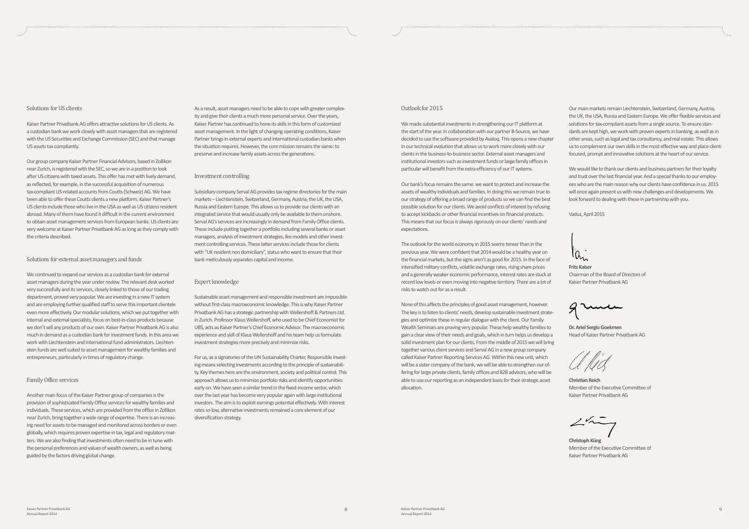## Solutions for US clients

Kaiser Partner Privatbank AG offers attractive solutions for US clients. As a custodian bank we work closely with asset managers that are registered with the US Securities and Exchange Commission (SEC) and that manage US assets tax compliantly.

Our group company Kaiser Partner Financial Advisors, based in Zollikon near Zurich, is registered with the SEC, so we are in a position to look after US citizens with taxed assets. This offer has met with lively demand, as reflected, for example, in the successful acquisition of numerous tax-compliant US-related accounts from Coutts (Schweiz) AG. We have been able to offer these Coutts clients a new platform. Kaiser Partner's US clients include those who live in the USA as well as US citizens resident abroad. Many of them have found it difficult in the current environment to obtain asset management services from European banks. US clients are very welcome at Kaiser Partner Privatbank AG as long as they comply with the criteria described.

## Solutions for external asset managers and funds

We continued to expand our services as a custodian bank for external asset managers during the year under review. The relevant desk worked very successfully and its services, closely linked to those of our trading department, proved very popular. We are investing in a new IT system and are employing further qualified staff to serve this important clientele even more effectively. Our modular solutions, which we put together with internal and external specialists, focus on best-in-class products because we don't sell any products of our own. Kaiser Partner Privatbank AG is also much in demand as a custodian bank for investment funds. In this area we work with Liechtenstein and international fund administrators. Liechtenstein funds are well suited to asset management for wealthy families and entrepreneurs, particularly in times of regulatory change.

## Family Office services

Another main focus of the Kaiser Partner group of companies is the provision of sophisticated Family Office services for wealthy families and individuals. These services, which are provided from the office in Zollikon near Zurich, bring together a wide range of expertise. There is an increasing need for assets to be managed and monitored across borders or even globally, which requires proven expertise in tax, legal and regulatory matters. We are also finding that investments often need to be in tune with the personal preferences and values of wealth owners, as well as being guided by the factors driving global change.

As a result, asset managers need to be able to cope with greater complexity and give their clients a much more personal service. Over the years, Kaiser Partner has continued to hone its skills in this form of customized asset management. In the light of changing operating conditions, Kaiser Partner brings in external experts and international custodian banks when the situation requires. However, the core mission remains the same: to preserve and increase family assets across the generations.

## Investment controlling

Subsidiary company Serval AG provides tax regime directories for the main markets – Liechtenstein, Switzerland, Germany, Austria, the UK, the USA, Russia and Eastern Europe. This allows us to provide our clients with an integrated service that would usually only be available to them onshore. Serval AG's services are increasingly in demand from Family Office clients. These include putting together a portfolio including several banks or asset managers, analysis of investment strategies, fee models and other investment controlling services. These latter services include those for clients with "UK resident non domiciliary", status who want to ensure that their bank meticulously separates capital and income.

## Expert knowledge

Sustainable asset management and responsible investment are impossible without first-class macroeconomic knowledge. This is why Kaiser Partner Privatbank AG has a strategic partnership with Wellershoff & Partners Ltd. in Zurich. Professor Klaus Wellershoff, who used to be Chief Economist for UBS, acts as Kaiser Partner's Chief Economic Advisor. The macroeconomic experience and skill of Klaus Wellershoff and his team help us formulate investment strategies more precisely and minimize risks.

For us, as a signatories of the UN Sustainability Charter, Responsible Investing means selecting investments according to the principle of sustainability. Key themes here are the environment, society and political control. This approach allows us to minimize portfolio risks and identify opportunities early on. We have seen a similar trend in the fixed-income sector, which over the last year has become very popular again with large institutional investors. The aim is to exploit earnings potential effectively. With interest rates so low, alternative investments remained a core element of our diversification strategy.

## Outlook for 2015

We made substantial investments in strengthening our IT platform at the start of the year. In collaboration with our partner B-Source, we have decided to use the software provided by Avaloq. This opens a new chapter in our technical evolution that allows us to work more closely with our clients in the business-to-business sector. External asset managers and institutional investors such as investment funds or large family offices in particular will benefit from the extra efficiency of our IT systems.

Our bank's focus remains the same: we want to protect and increase the assets of wealthy individuals and families. In doing this we remain true to our strategy of offering a broad range of products so we can find the best possible solution for our clients. We avoid conflicts of interest by refusing to accept kickbacks or other financial incentives on financial products. This means that our focus is always rigorously on our clients' needs and expectations.

The outlook for the world economy in 2015 seems tenser than in the previous year. We were confident that 2014 would be a healthy year on the financial markets, but the signs aren't as good for 2015. In the face of intensified military conflicts, volatile exchange rates, rising share prices and a generally weaker economic performance, interest rates are stuck at record low levels or even moving into negative territory. There are a lot of risks to watch out for as a result.

None of this affects the principles of good asset management, however. The key is to listen to clients' needs, develop sustainable investment strategies and optimize these in regular dialogue with the client. Our Family Wealth Seminars are proving very popular. These help wealthy families to gain a clear view of their needs and goals, which in turn helps us develop a solid investment plan for our clients. From the middle of 2015 we will bring together various client services and Serval AG in a new group company called Kaiser Partner Reporting Services AG. Within this new unit, which will be a sister company of the bank, we will be able to strengthen our offering for large private clients, family offices and B2B advisors, who will be able to use our reporting as an independent basis for their strategic asset allocation.

Our main markets remain Liechtenstein, Switzerland, Germany, Austria, the UK, the USA, Russia and Eastern Europe. We offer flexible services and solutions for tax-compliant assets from a single source. To ensure standards are kept high, we work with proven experts in banking, as well as in other areas, such as legal and tax consultancy, and real estate. This allows us to complement our own skills in the most effective way and place client-focused, prompt and innovative solutions at the heart of our service.

We would like to thank our clients and business partners for their loyalty and trust over the last financial year. And a special thanks to our employees who are the main reason why our clients have confidence in us. 2015 will once again present us with new challenges and developments. We look forward to dealing with these in partnership with you.

Vaduz, April 2015

**Fritz Kaiser**
Chairman of the Board of Directors of Kaiser Partner Privatbank AG

**Dr. Ariel Sergio Goekmen**
Head of Kaiser Partner Privatbank AG

**Christian Reich**
Member of the Executive Committee of Kaiser Partner Privatbank AG

**Christoph Küng**
Member of the Executive Committee of Kaiser Partner Privatbank AG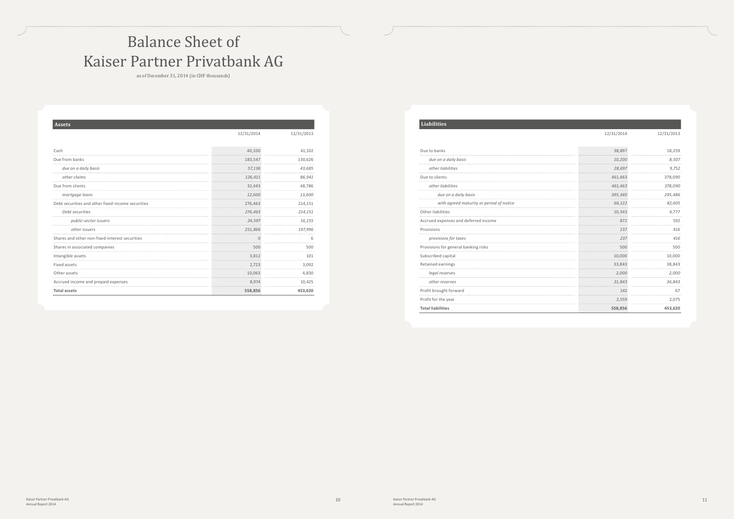# Balance Sheet of Kaiser Partner Privatbank AG

as of December 31, 2014 (in CHF thousands)

| Assets | 12/31/2014 | 12/31/2013 |
|---|---|---|
| Cash | 40,330 | 41,102 |
| Due from banks | 183,547 | 130,626 |
| *due on a daily basis* | *57,136* | *43,685* |
| *other claims* | *126,411* | *86,941* |
| Due from clients | 32,443 | 48,786 |
| *mortgage loans* | *12,600* | *13,600* |
| Debt securities and other fixed-income securities | 276,463 | 214,151 |
| *Debt securities* | *276,463* | *214,151* |
| *public-sector issuers* | *24,597* | *16,155* |
| *other issuers* | *251,866* | *197,996* |
| Shares and other non-fixed-interest securities | 0 | 6 |
| Shares in associated companies | 500 | 500 |
| Intangible assets | 3,812 | 101 |
| Fixed assets | 2,723 | 3,092 |
| Other assets | 10,063 | 4,830 |
| Accrued income and prepaid expenses | 8,974 | 10,425 |
| **Total assets** | **558,856** | **453,620** |

| Liabilities | 12/31/2014 | 12/31/2013 |
|---|---|---|
| Due to banks | 38,897 | 18,259 |
| *due on a daily basis* | *10,200* | *8,507* |
| *other liabilities* | *28,697* | *9,752* |
| Due to clients | 461,463 | 378,090 |
| *other liabilities* | *461,463* | *378,090* |
| *due on a daily basis* | *395,340* | *295,486* |
| *with agreed maturity or period of notice* | *66,122* | *82,605* |
| Other liabilities | 10,343 | 4,777 |
| Accrued expenses and deferred income | 872 | 592 |
| Provisions | 237 | 416 |
| *provisions for taxes* | *237* | *416* |
| Provisions for general banking risks | 500 | 500 |
| Subscribed capital | 10,000 | 10,000 |
| Retained earnings | 33,843 | 38,843 |
| *legal reserves* | *2,000* | *2,000* |
| *other reserves* | *31,843* | *36,843* |
| Profit brought forward | 142 | 67 |
| Profit for the year | 2,559 | 2,075 |
| **Total liabilities** | **558,856** | **453,620** |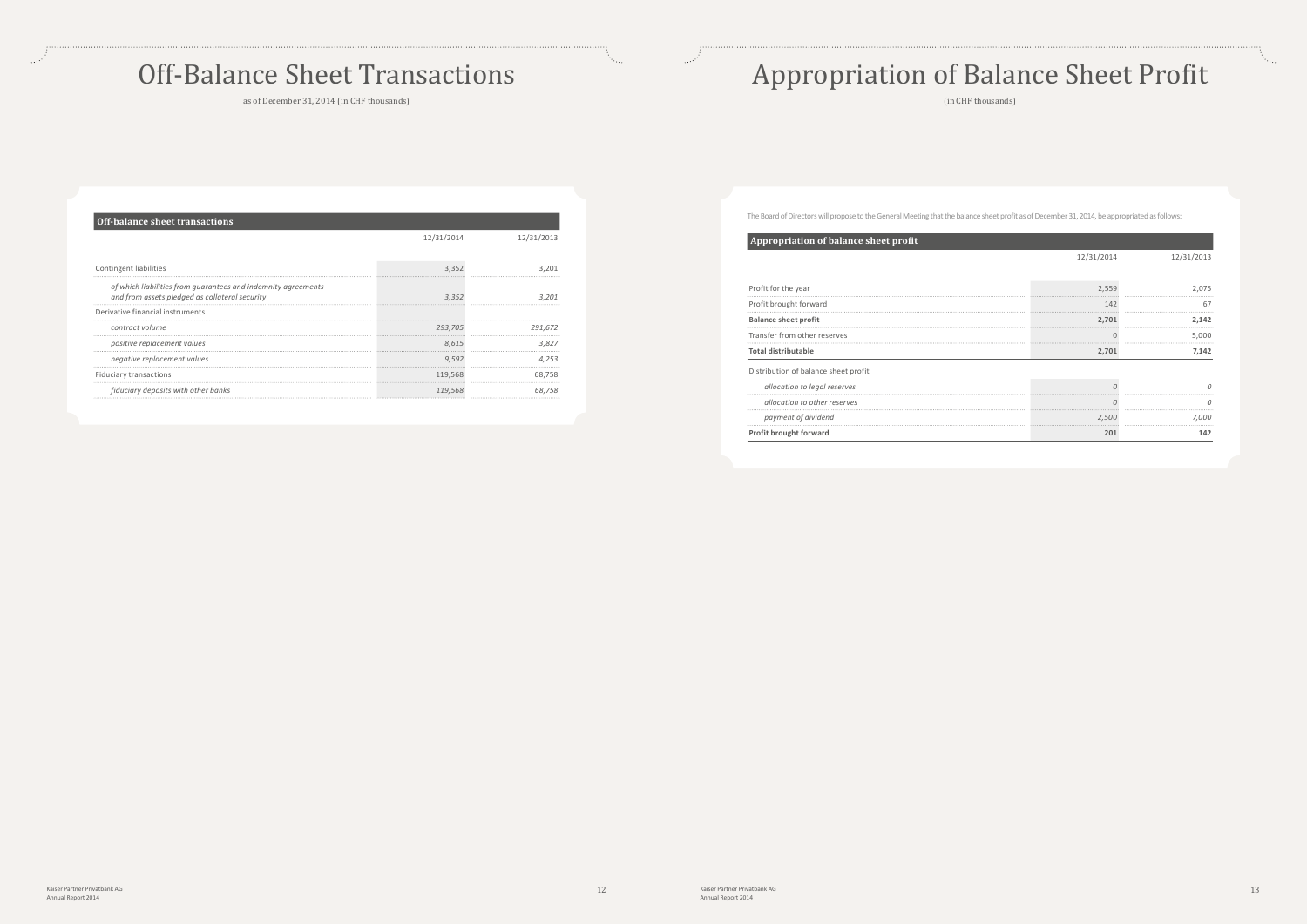# Off-Balance Sheet Transactions

as of December 31, 2014 (in CHF thousands)

| Off-balance sheet transactions | 12/31/2014 | 12/31/2013 |
| --- | --- | --- |
| Contingent liabilities | 3,352 | 3,201 |
| *of which liabilities from guarantees and indemnity agreements and from assets pledged as collateral security* | *3,352* | *3,201* |
| Derivative financial instruments | | |
| *contract volume* | *293,705* | *291,672* |
| *positive replacement values* | *8,615* | *3,827* |
| *negative replacement values* | *9,592* | *4,253* |
| Fiduciary transactions | 119,568 | 68,758 |
| *fiduciary deposits with other banks* | *119,568* | *68,758* |

# Appropriation of Balance Sheet Profit

(in CHF thousands)

The Board of Directors will propose to the General Meeting that the balance sheet profit as of December 31, 2014, be appropriated as follows:

| Appropriation of balance sheet profit | 12/31/2014 | 12/31/2013 |
| --- | --- | --- |
| Profit for the year | 2,559 | 2,075 |
| Profit brought forward | 142 | 67 |
| **Balance sheet profit** | **2,701** | **2,142** |
| Transfer from other reserves | 0 | 5,000 |
| **Total distributable** | **2,701** | **7,142** |
| Distribution of balance sheet profit | | |
| *allocation to legal reserves* | *0* | *0* |
| *allocation to other reserves* | *0* | *0* |
| *payment of dividend* | *2,500* | *7,000* |
| **Profit brought forward** | **201** | **142** |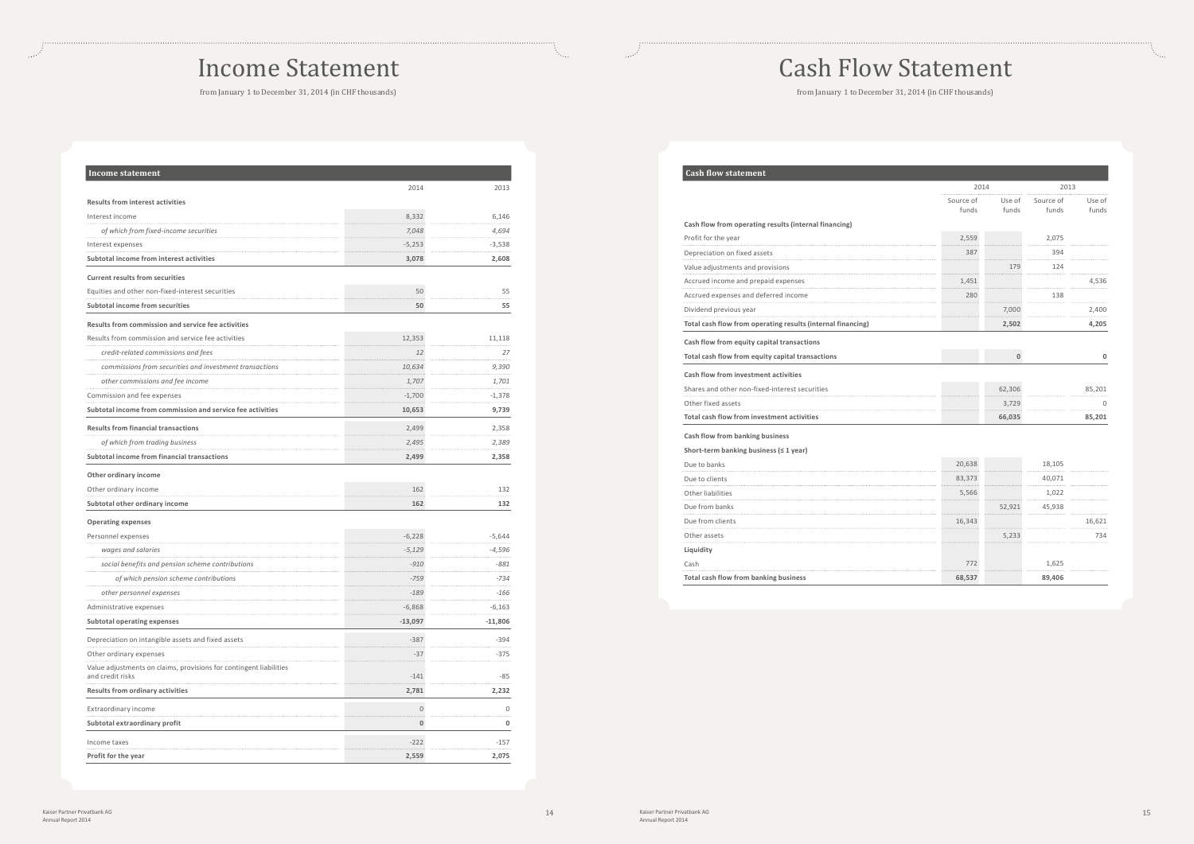# Income Statement

from January 1 to December 31, 2014 (in CHF thousands)

| Income statement | 2014 | 2013 |
|---|---|---|
| **Results from interest activities** | | |
| Interest income | 8,332 | 6,146 |
| *of which from fixed-income securities* | *7,048* | *4,694* |
| Interest expenses | -5,253 | -3,538 |
| **Subtotal income from interest activities** | **3,078** | **2,608** |
| **Current results from securities** | | |
| Equities and other non-fixed-interest securities | 50 | 55 |
| **Subtotal income from securities** | **50** | **55** |
| **Results from commission and service fee activities** | | |
| Results from commission and service fee activities | 12,353 | 11,118 |
| *credit-related commissions and fees* | *12* | *27* |
| *commissions from securities and investment transactions* | *10,634* | *9,390* |
| *other commissions and fee income* | *1,707* | *1,701* |
| Commission and fee expenses | -1,700 | -1,378 |
| **Subtotal income from commission and service fee activities** | **10,653** | **9,739** |
| **Results from financial transactions** | 2,499 | 2,358 |
| *of which from trading business* | *2,495* | *2,389* |
| **Subtotal income from financial transactions** | **2,499** | **2,358** |
| **Other ordinary income** | | |
| Other ordinary income | 162 | 132 |
| **Subtotal other ordinary income** | **162** | **132** |
| **Operating expenses** | | |
| Personnel expenses | -6,228 | -5,644 |
| *wages and salaries* | *-5,129* | *-4,596* |
| *social benefits and pension scheme contributions* | *-910* | *-881* |
| *of which pension scheme contributions* | *-759* | *-734* |
| *other personnel expenses* | *-189* | *-166* |
| Administrative expenses | -6,868 | -6,163 |
| **Subtotal operating expenses** | **-13,097** | **-11,806** |
| Depreciation on intangible assets and fixed assets | -387 | -394 |
| Other ordinary expenses | -37 | -375 |
| Value adjustments on claims, provisions for contingent liabilities and credit risks | -141 | -85 |
| **Results from ordinary activities** | **2,781** | **2,232** |
| Extraordinary income | 0 | 0 |
| **Subtotal extraordinary profit** | **0** | **0** |
| Income taxes | -222 | -157 |
| **Profit for the year** | **2,559** | **2,075** |

# Cash Flow Statement

from January 1 to December 31, 2014 (in CHF thousands)

| Cash flow statement | 2014 | | 2013 | |
|---|---|---|---|---|
| | Source of funds | Use of funds | Source of funds | Use of funds |
| **Cash flow from operating results (internal financing)** | | | | |
| Profit for the year | 2,559 | | 2,075 | |
| Depreciation on fixed assets | 387 | | 394 | |
| Value adjustments and provisions | | 179 | 124 | |
| Accrued income and prepaid expenses | 1,451 | | | 4,536 |
| Accrued expenses and deferred income | 280 | | 138 | |
| Dividend previous year | | 7,000 | | 2,400 |
| **Total cash flow from operating results (internal financing)** | | **2,502** | | **4,205** |
| **Cash flow from equity capital transactions** | | | | |
| **Total cash flow from equity capital transactions** | | **0** | | **0** |
| **Cash flow from investment activities** | | | | |
| Shares and other non-fixed-interest securities | | 62,306 | | 85,201 |
| Other fixed assets | | 3,729 | | 0 |
| **Total cash flow from investment activities** | | **66,035** | | **85,201** |
| **Cash flow from banking business** | | | | |
| **Short-term banking business (≤ 1 year)** | | | | |
| Due to banks | 20,638 | | 18,105 | |
| Due to clients | 83,373 | | 40,071 | |
| Other liabilities | 5,566 | | 1,022 | |
| Due from banks | | 52,921 | 45,938 | |
| Due from clients | 16,343 | | | 16,621 |
| Other assets | | 5,233 | | 734 |
| **Liquidity** | | | | |
| Cash | 772 | | 1,625 | |
| **Total cash flow from banking business** | **68,537** | | **89,406** | |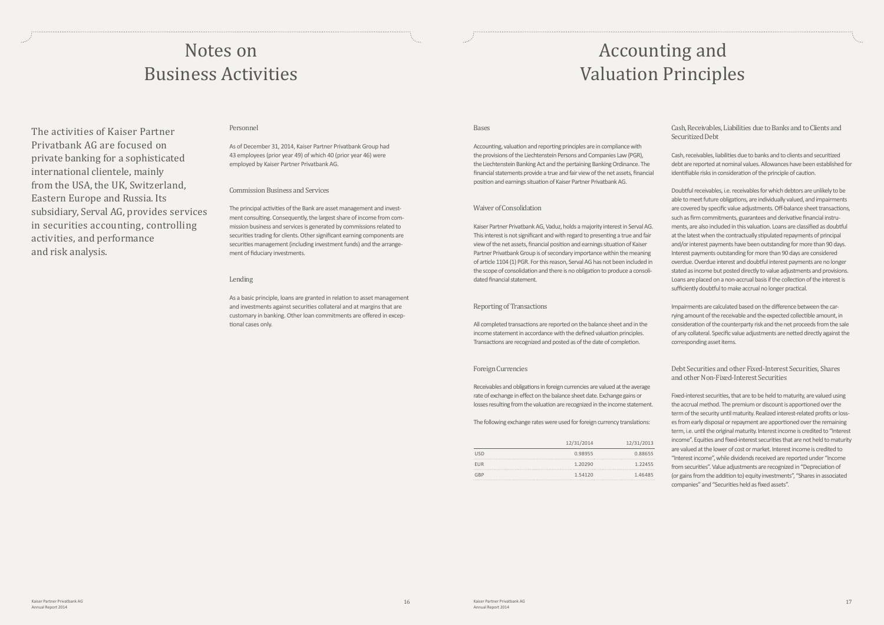# Notes on Business Activities

The activities of Kaiser Partner Privatbank AG are focused on private banking for a sophisticated international clientele, mainly from the USA, the UK, Switzerland, Eastern Europe and Russia. Its subsidiary, Serval AG, provides services in securities accounting, controlling activities, and performance and risk analysis.

## Personnel

As of December 31, 2014, Kaiser Partner Privatbank Group had 43 employees (prior year 49) of which 40 (prior year 46) were employed by Kaiser Partner Privatbank AG.

## Commission Business and Services

The principal activities of the Bank are asset management and investment consulting. Consequently, the largest share of income from commission business and services is generated by commissions related to securities trading for clients. Other significant earning components are securities management (including investment funds) and the arrangement of fiduciary investments.

## Lending

As a basic principle, loans are granted in relation to asset management and investments against securities collateral and at margins that are customary in banking. Other loan commitments are offered in exceptional cases only.

# Accounting and Valuation Principles

## Bases

Accounting, valuation and reporting principles are in compliance with the provisions of the Liechtenstein Persons and Companies Law (PGR), the Liechtenstein Banking Act and the pertaining Banking Ordinance. The financial statements provide a true and fair view of the net assets, financial position and earnings situation of Kaiser Partner Privatbank AG.

## Waiver of Consolidation

Kaiser Partner Privatbank AG, Vaduz, holds a majority interest in Serval AG. This interest is not significant and with regard to presenting a true and fair view of the net assets, financial position and earnings situation of Kaiser Partner Privatbank Group is of secondary importance within the meaning of article 1104 (1) PGR. For this reason, Serval AG has not been included in the scope of consolidation and there is no obligation to produce a consolidated financial statement.

## Reporting of Transactions

All completed transactions are reported on the balance sheet and in the income statement in accordance with the defined valuation principles. Transactions are recognized and posted as of the date of completion.

## Foreign Currencies

Receivables and obligations in foreign currencies are valued at the average rate of exchange in effect on the balance sheet date. Exchange gains or losses resulting from the valuation are recognized in the income statement.

The following exchange rates were used for foreign currency translations:

| | 12/31/2014 | 12/31/2013 |
|---|---|---|
| USD | 0.98955 | 0.88655 |
| EUR | 1.20290 | 1.22455 |
| GBP | 1.54120 | 1.46485 |

## Cash, Receivables, Liabilities due to Banks and to Clients and Securitized Debt

Cash, receivables, liabilities due to banks and to clients and securitized debt are reported at nominal values. Allowances have been established for identifiable risks in consideration of the principle of caution.

Doubtful receivables, i.e. receivables for which debtors are unlikely to be able to meet future obligations, are individually valued, and impairments are covered by specific value adjustments. Off-balance sheet transactions, such as firm commitments, guarantees and derivative financial instruments, are also included in this valuation. Loans are classified as doubtful at the latest when the contractually stipulated repayments of principal and/or interest payments have been outstanding for more than 90 days. Interest payments outstanding for more than 90 days are considered overdue. Overdue interest and doubtful interest payments are no longer stated as income but posted directly to value adjustments and provisions. Loans are placed on a non-accrual basis if the collection of the interest is sufficiently doubtful to make accrual no longer practical.

Impairments are calculated based on the difference between the carrying amount of the receivable and the expected collectible amount, in consideration of the counterparty risk and the net proceeds from the sale of any collateral. Specific value adjustments are netted directly against the corresponding asset items.

## Debt Securities and other Fixed-Interest Securities, Shares and other Non-Fixed-Interest Securities

Fixed-interest securities, that are to be held to maturity, are valued using the accrual method. The premium or discount is apportioned over the term of the security until maturity. Realized interest-related profits or losses from early disposal or repayment are apportioned over the remaining term, i.e. until the original maturity. Interest income is credited to "Interest income". Equities and fixed-interest securities that are not held to maturity are valued at the lower of cost or market. Interest income is credited to "Interest income", while dividends received are reported under "Income from securities". Value adjustments are recognized in "Depreciation of (or gains from the addition to) equity investments", "Shares in associated companies" and "Securities held as fixed assets".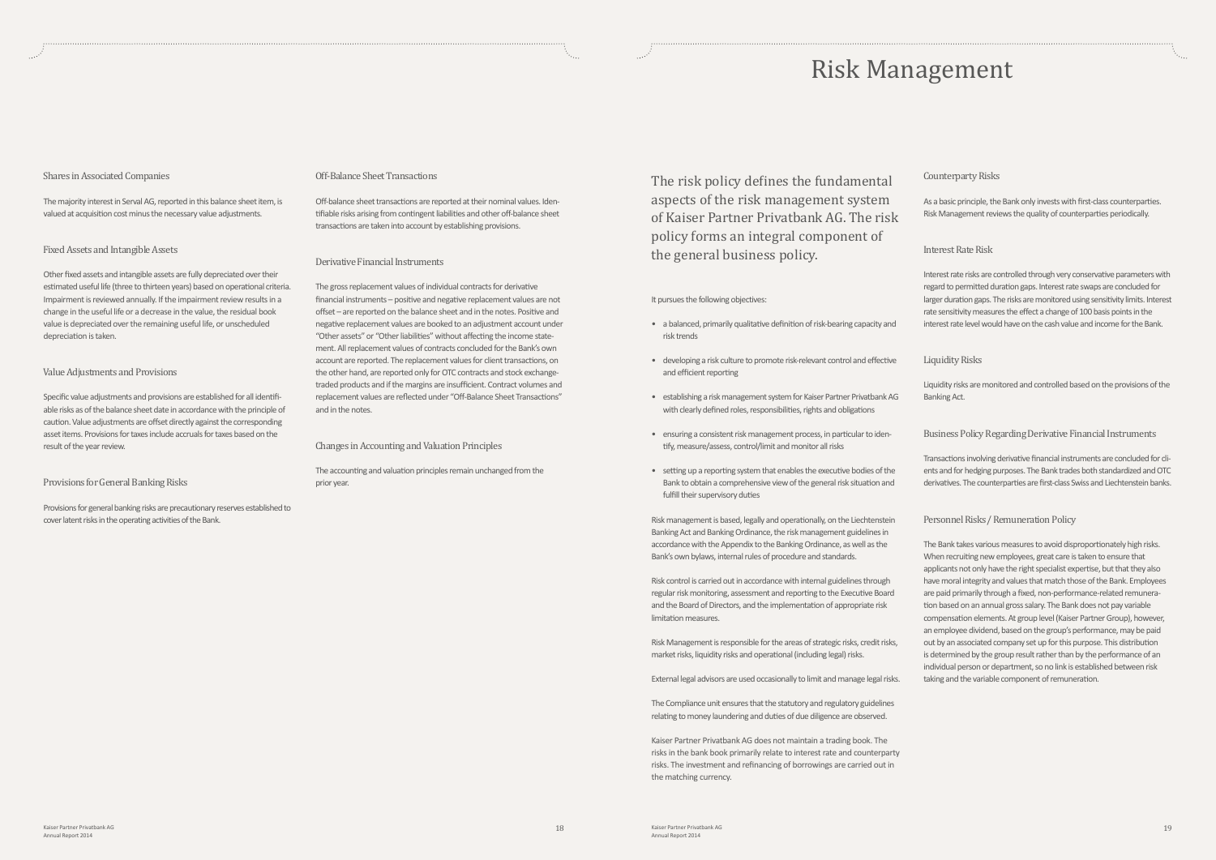### Shares in Associated Companies

The majority interest in Serval AG, reported in this balance sheet item, is valued at acquisition cost minus the necessary value adjustments.

### Fixed Assets and Intangible Assets

Other fixed assets and intangible assets are fully depreciated over their estimated useful life (three to thirteen years) based on operational criteria. Impairment is reviewed annually. If the impairment review results in a change in the useful life or a decrease in the value, the residual book value is depreciated over the remaining useful life, or unscheduled depreciation is taken.

### Value Adjustments and Provisions

Specific value adjustments and provisions are established for all identifiable risks as of the balance sheet date in accordance with the principle of caution. Value adjustments are offset directly against the corresponding asset items. Provisions for taxes include accruals for taxes based on the result of the year review.

### Provisions for General Banking Risks

Provisions for general banking risks are precautionary reserves established to cover latent risks in the operating activities of the Bank.

### Off-Balance Sheet Transactions

Off-balance sheet transactions are reported at their nominal values. Identifiable risks arising from contingent liabilities and other off-balance sheet transactions are taken into account by establishing provisions.

### Derivative Financial Instruments

The gross replacement values of individual contracts for derivative financial instruments – positive and negative replacement values are not offset – are reported on the balance sheet and in the notes. Positive and negative replacement values are booked to an adjustment account under "Other assets" or "Other liabilities" without affecting the income statement. All replacement values of contracts concluded for the Bank's own account are reported. The replacement values for client transactions, on the other hand, are reported only for OTC contracts and stock exchange-traded products and if the margins are insufficient. Contract volumes and replacement values are reflected under "Off-Balance Sheet Transactions" and in the notes.

### Changes in Accounting and Valuation Principles

The accounting and valuation principles remain unchanged from the prior year.

# Risk Management

The risk policy defines the fundamental aspects of the risk management system of Kaiser Partner Privatbank AG. The risk policy forms an integral component of the general business policy.

It pursues the following objectives:

- a balanced, primarily qualitative definition of risk-bearing capacity and risk trends
- developing a risk culture to promote risk-relevant control and effective and efficient reporting
- establishing a risk management system for Kaiser Partner Privatbank AG with clearly defined roles, responsibilities, rights and obligations
- ensuring a consistent risk management process, in particular to identify, measure/assess, control/limit and monitor all risks
- setting up a reporting system that enables the executive bodies of the Bank to obtain a comprehensive view of the general risk situation and fulfill their supervisory duties

Risk management is based, legally and operationally, on the Liechtenstein Banking Act and Banking Ordinance, the risk management guidelines in accordance with the Appendix to the Banking Ordinance, as well as the Bank's own bylaws, internal rules of procedure and standards.

Risk control is carried out in accordance with internal guidelines through regular risk monitoring, assessment and reporting to the Executive Board and the Board of Directors, and the implementation of appropriate risk limitation measures.

Risk Management is responsible for the areas of strategic risks, credit risks, market risks, liquidity risks and operational (including legal) risks.

External legal advisors are used occasionally to limit and manage legal risks.

The Compliance unit ensures that the statutory and regulatory guidelines relating to money laundering and duties of due diligence are observed.

Kaiser Partner Privatbank AG does not maintain a trading book. The risks in the bank book primarily relate to interest rate and counterparty risks. The investment and refinancing of borrowings are carried out in the matching currency.

### Counterparty Risks

As a basic principle, the Bank only invests with first-class counterparties. Risk Management reviews the quality of counterparties periodically.

### Interest Rate Risk

Interest rate risks are controlled through very conservative parameters with regard to permitted duration gaps. Interest rate swaps are concluded for larger duration gaps. The risks are monitored using sensitivity limits. Interest rate sensitivity measures the effect a change of 100 basis points in the interest rate level would have on the cash value and income for the Bank.

### Liquidity Risks

Liquidity risks are monitored and controlled based on the provisions of the Banking Act.

### Business Policy Regarding Derivative Financial Instruments

Transactions involving derivative financial instruments are concluded for clients and for hedging purposes. The Bank trades both standardized and OTC derivatives. The counterparties are first-class Swiss and Liechtenstein banks.

### Personnel Risks / Remuneration Policy

The Bank takes various measures to avoid disproportionately high risks. When recruiting new employees, great care is taken to ensure that applicants not only have the right specialist expertise, but that they also have moral integrity and values that match those of the Bank. Employees are paid primarily through a fixed, non-performance-related remuneration based on an annual gross salary. The Bank does not pay variable compensation elements. At group level (Kaiser Partner Group), however, an employee dividend, based on the group's performance, may be paid out by an associated company set up for this purpose. This distribution is determined by the group result rather than by the performance of an individual person or department, so no link is established between risk taking and the variable component of remuneration.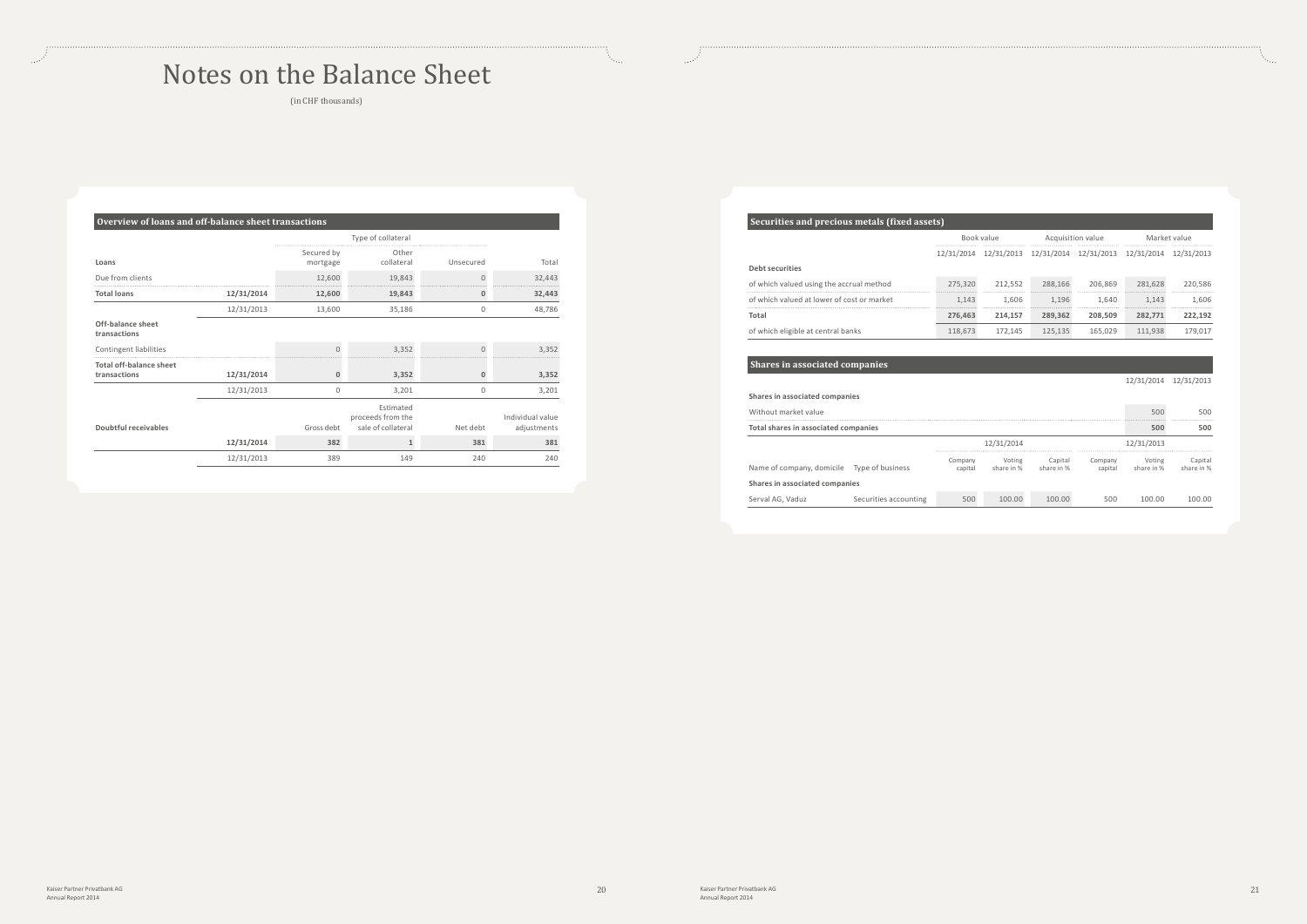# Notes on the Balance Sheet

(in CHF thousands)

## Overview of loans and off-balance sheet transactions

| Loans | | Type of collateral | | | |
|---|---|---|---|---|---|
| | | Secured by mortgage | Other collateral | Unsecured | Total |
| Due from clients | | 12,600 | 19,843 | 0 | 32,443 |
| **Total loans** | **12/31/2014** | **12,600** | **19,843** | **0** | **32,443** |
| | 12/31/2013 | 13,600 | 35,186 | 0 | 48,786 |
| **Off-balance sheet transactions** | | | | | |
| Contingent liabilities | | 0 | 3,352 | 0 | 3,352 |
| **Total off-balance sheet transactions** | **12/31/2014** | **0** | **3,352** | **0** | **3,352** |
| | 12/31/2013 | 0 | 3,201 | 0 | 3,201 |

| Doubtful receivables | | Gross debt | Estimated proceeds from the sale of collateral | Net debt | Individual value adjustments |
|---|---|---|---|---|---|
| | **12/31/2014** | **382** | **1** | **381** | **381** |
| | 12/31/2013 | 389 | 149 | 240 | 240 |

## Securities and precious metals (fixed assets)

| | Book value | | Acquisition value | | Market value | |
|---|---|---|---|---|---|---|
| | 12/31/2014 | 12/31/2013 | 12/31/2014 | 12/31/2013 | 12/31/2014 | 12/31/2013 |
| **Debt securities** | | | | | | |
| of which valued using the accrual method | 275,320 | 212,552 | 288,166 | 206,869 | 281,628 | 220,586 |
| of which valued at lower of cost or market | 1,143 | 1,606 | 1,196 | 1,640 | 1,143 | 1,606 |
| **Total** | **276,463** | **214,157** | **289,362** | **208,509** | **282,771** | **222,192** |
| of which eligible at central banks | 118,673 | 172,145 | 125,135 | 165,029 | 111,938 | 179,017 |

## Shares in associated companies

| | 12/31/2014 | 12/31/2013 |
|---|---|---|
| **Shares in associated companies** | | |
| Without market value | 500 | 500 |
| **Total shares in associated companies** | **500** | **500** |

| | | 12/31/2014 | | | 12/31/2013 | | |
|---|---|---|---|---|---|---|---|
| Name of company, domicile | Type of business | Company capital | Voting share in % | Capital share in % | Company capital | Voting share in % | Capital share in % |
| **Shares in associated companies** | | | | | | | |
| Serval AG, Vaduz | Securities accounting | 500 | 100.00 | 100.00 | 500 | 100.00 | 100.00 |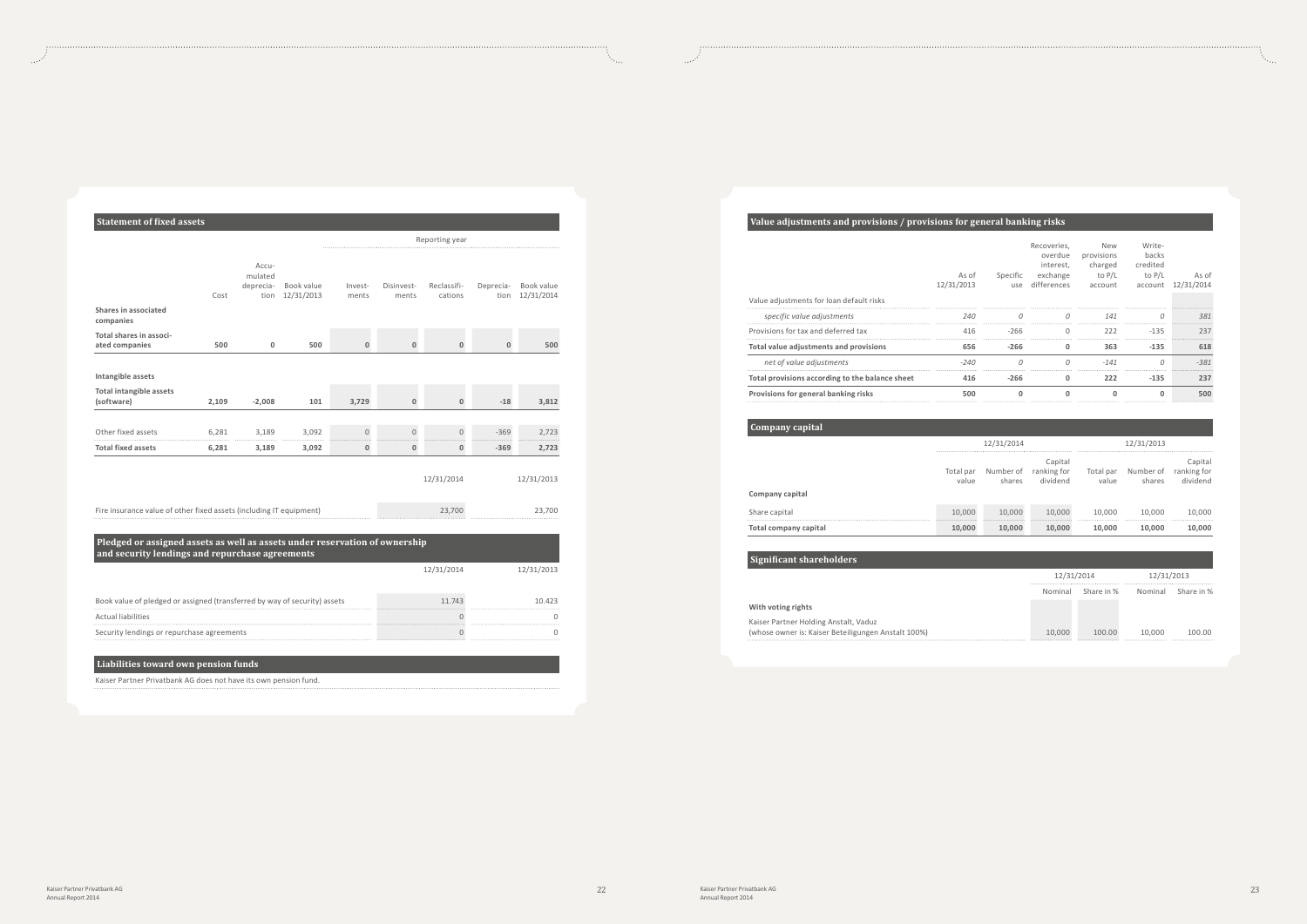## Statement of fixed assets

| | Cost | Accumulated depreciation | Book value 12/31/2013 | Reporting year: Investments | Disinvestments | Reclassifications | Depreciation | Book value 12/31/2014 |
|---|---|---|---|---|---|---|---|---|
| **Shares in associated companies** | | | | | | | | |
| **Total shares in associated companies** | **500** | **0** | **500** | **0** | **0** | **0** | **0** | **500** |
| **Intangible assets** | | | | | | | | |
| **Total intangible assets (software)** | **2,109** | **-2,008** | **101** | **3,729** | **0** | **0** | **-18** | **3,812** |
| Other fixed assets | 6,281 | 3,189 | 3,092 | 0 | 0 | 0 | -369 | 2,723 |
| **Total fixed assets** | **6,281** | **3,189** | **3,092** | **0** | **0** | **0** | **-369** | **2,723** |

| | 12/31/2014 | 12/31/2013 |
|---|---|---|
| Fire insurance value of other fixed assets (including IT equipment) | 23,700 | 23,700 |

## Pledged or assigned assets as well as assets under reservation of ownership and security lendings and repurchase agreements

| | 12/31/2014 | 12/31/2013 |
|---|---|---|
| Book value of pledged or assigned (transferred by way of security) assets | 11.743 | 10.423 |
| Actual liabilities | 0 | 0 |
| Security lendings or repurchase agreements | 0 | 0 |

## Liabilities toward own pension funds

Kaiser Partner Privatbank AG does not have its own pension fund.

## Value adjustments and provisions / provisions for general banking risks

| | As of 12/31/2013 | Specific use | Recoveries, overdue interest, exchange differences | New provisions charged to P/L account | Write-backs credited to P/L account | As of 12/31/2014 |
|---|---|---|---|---|---|---|
| Value adjustments for loan default risks | | | | | | |
| *specific value adjustments* | *240* | *0* | *0* | *141* | *0* | *381* |
| Provisions for tax and deferred tax | 416 | -266 | 0 | 222 | -135 | 237 |
| **Total value adjustments and provisions** | **656** | **-266** | **0** | **363** | **-135** | **618** |
| *net of value adjustments* | *-240* | *0* | *0* | *-141* | *0* | *-381* |
| **Total provisions according to the balance sheet** | **416** | **-266** | **0** | **222** | **-135** | **237** |
| **Provisions for general banking risks** | **500** | **0** | **0** | **0** | **0** | **500** |

## Company capital

| | 12/31/2014 | | | 12/31/2013 | | |
|---|---|---|---|---|---|---|
| | Total par value | Number of shares | Capital ranking for dividend | Total par value | Number of shares | Capital ranking for dividend |
| **Company capital** | | | | | | |
| Share capital | 10,000 | 10,000 | 10,000 | 10,000 | 10,000 | 10,000 |
| **Total company capital** | **10,000** | **10,000** | **10,000** | **10,000** | **10,000** | **10,000** |

## Significant shareholders

| | 12/31/2014 | | 12/31/2013 | |
|---|---|---|---|---|
| | Nominal | Share in % | Nominal | Share in % |
| **With voting rights** | | | | |
| Kaiser Partner Holding Anstalt, Vaduz (whose owner is: Kaiser Beteiligungen Anstalt 100%) | 10,000 | 100.00 | 10,000 | 100.00 |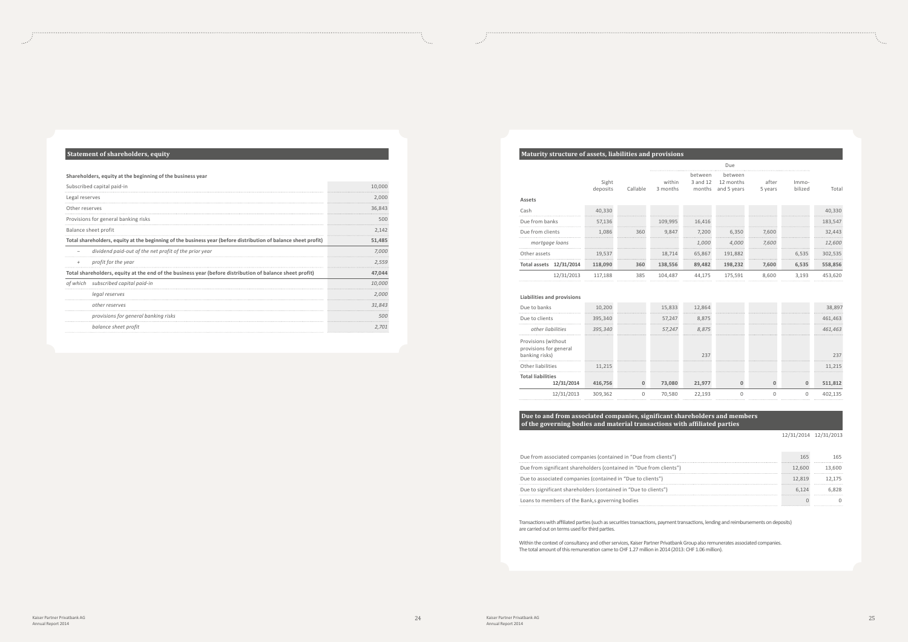## Statement of shareholders, equity

**Shareholders, equity at the beginning of the business year**

| | | |
|---|---|---|
| Subscribed capital paid-in | | 10,000 |
| Legal reserves | | 2,000 |
| Other reserves | | 36,843 |
| Provisions for general banking risks | | 500 |
| Balance sheet profit | | 2,142 |
| **Total shareholders, equity at the beginning of the business year (before distribution of balance sheet profit)** | | **51,485** |
| – | *dividend paid-out of the net profit of the prior year* | *7,000* |
| + | *profit for the year* | *2,559* |
| **Total shareholders, equity at the end of the business year (before distribution of balance sheet profit)** | | **47,044** |
| *of which* | *subscribed capital paid-in* | *10,000* |
| | *legal reserves* | *2,000* |
| | *other reserves* | *31,843* |
| | *provisions for general banking risks* | *500* |
| | *balance sheet profit* | *2,701* |

## Maturity structure of assets, liabilities and provisions

| | | | | Due | | | | |
|---|---|---|---|---|---|---|---|---|
| | Sight deposits | Callable | within 3 months | between 3 and 12 months | between 12 months and 5 years | after 5 years | Immo-bilized | Total |
| **Assets** | | | | | | | | |
| Cash | 40,330 | | | | | | | 40,330 |
| Due from banks | 57,136 | | 109,995 | 16,416 | | | | 183,547 |
| Due from clients | 1,086 | 360 | 9,847 | 7,200 | 6,350 | 7,600 | | 32,443 |
| *mortgage loans* | | | | *1,000* | *4,000* | *7,600* | | *12,600* |
| Other assets | 19,537 | | 18,714 | 65,867 | 191,882 | | 6,535 | 302,535 |
| **Total assets 12/31/2014** | **118,090** | **360** | **138,556** | **89,482** | **198,232** | **7,600** | **6,535** | **558,856** |
| 12/31/2013 | 117,188 | 385 | 104,487 | 44,175 | 175,591 | 8,600 | 3,193 | 453,620 |
| **Liabilities and provisions** | | | | | | | | |
| Due to banks | 10,200 | | 15,833 | 12,864 | | | | 38,897 |
| Due to clients | 395,340 | | 57,247 | 8,875 | | | | 461,463 |
| *other liabilities* | *395,340* | | *57,247* | *8,875* | | | | *461,463* |
| Provisions (without provisions for general banking risks) | | | | 237 | | | | 237 |
| Other liabilities | 11,215 | | | | | | | 11,215 |
| **Total liabilities 12/31/2014** | **416,756** | **0** | **73,080** | **21,977** | **0** | **0** | **0** | **511,812** |
| 12/31/2013 | 309,362 | 0 | 70,580 | 22,193 | 0 | 0 | 0 | 402,135 |

## Due to and from associated companies, significant shareholders and members of the governing bodies and material transactions with affiliated parties

| | 12/31/2014 | 12/31/2013 |
|---|---|---|
| Due from associated companies (contained in "Due from clients") | 165 | 165 |
| Due from significant shareholders (contained in "Due from clients") | 12,600 | 13,600 |
| Due to associated companies (contained in "Due to clients") | 12,819 | 12,175 |
| Due to significant shareholders (contained in "Due to clients") | 6,124 | 6,828 |
| Loans to members of the Bank,s governing bodies | 0 | 0 |

Transactions with affiliated parties (such as securities transactions, payment transactions, lending and reimbursements on deposits) are carried out on terms used for third parties.

Within the context of consultancy and other services, Kaiser Partner Privatbank Group also remunerates associated companies. The total amount of this remuneration came to CHF 1.27 million in 2014 (2013: CHF 1.06 million).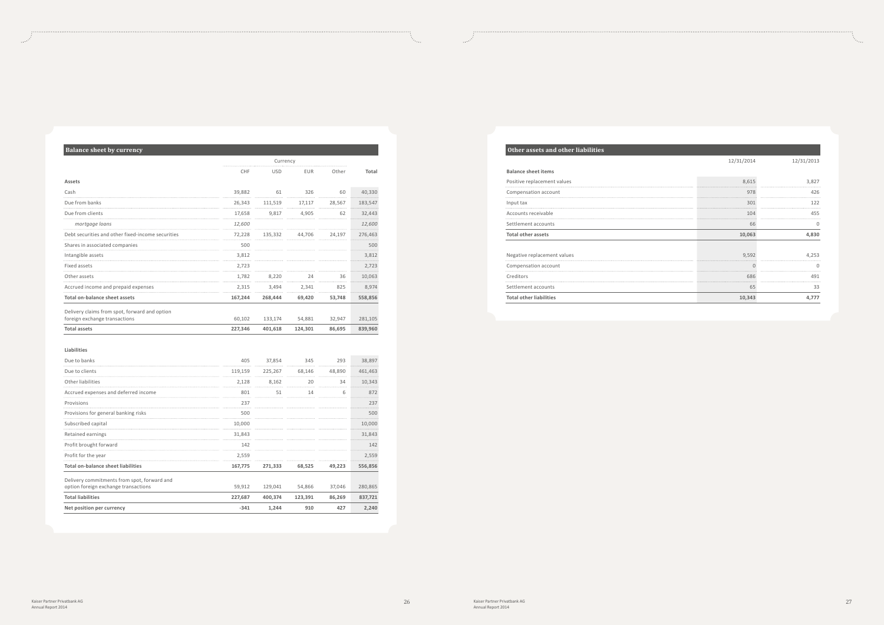## Balance sheet by currency

| | Currency | | | | |
|---|---|---|---|---|---|
| | CHF | USD | EUR | Other | Total |
| **Assets** | | | | | |
| Cash | 39,882 | 61 | 326 | 60 | 40,330 |
| Due from banks | 26,343 | 111,519 | 17,117 | 28,567 | 183,547 |
| Due from clients | 17,658 | 9,817 | 4,905 | 62 | 32,443 |
| *mortgage loans* | *12,600* | | | | *12,600* |
| Debt securities and other fixed-income securities | 72,228 | 135,332 | 44,706 | 24,197 | 276,463 |
| Shares in associated companies | 500 | | | | 500 |
| Intangible assets | 3,812 | | | | 3,812 |
| Fixed assets | 2,723 | | | | 2,723 |
| Other assets | 1,782 | 8,220 | 24 | 36 | 10,063 |
| Accrued income and prepaid expenses | 2,315 | 3,494 | 2,341 | 825 | 8,974 |
| **Total on-balance sheet assets** | **167,244** | **268,444** | **69,420** | **53,748** | **558,856** |
| Delivery claims from spot, forward and option foreign exchange transactions | 60,102 | 133,174 | 54,881 | 32,947 | 281,105 |
| **Total assets** | **227,346** | **401,618** | **124,301** | **86,695** | **839,960** |
| **Liabilities** | | | | | |
| Due to banks | 405 | 37,854 | 345 | 293 | 38,897 |
| Due to clients | 119,159 | 225,267 | 68,146 | 48,890 | 461,463 |
| Other liabilities | 2,128 | 8,162 | 20 | 34 | 10,343 |
| Accrued expenses and deferred income | 801 | 51 | 14 | 6 | 872 |
| Provisions | 237 | | | | 237 |
| Provisions for general banking risks | 500 | | | | 500 |
| Subscribed capital | 10,000 | | | | 10,000 |
| Retained earnings | 31,843 | | | | 31,843 |
| Profit brought forward | 142 | | | | 142 |
| Profit for the year | 2,559 | | | | 2,559 |
| **Total on-balance sheet liabilities** | **167,775** | **271,333** | **68,525** | **49,223** | **556,856** |
| Delivery commitments from spot, forward and option foreign exchange transactions | 59,912 | 129,041 | 54,866 | 37,046 | 280,865 |
| **Total liabilities** | **227,687** | **400,374** | **123,391** | **86,269** | **837,721** |
| **Net position per currency** | **-341** | **1,244** | **910** | **427** | **2,240** |

## Other assets and other liabilities

| | 12/31/2014 | 12/31/2013 |
|---|---|---|
| **Balance sheet items** | | |
| Positive replacement values | 8,615 | 3,827 |
| Compensation account | 978 | 426 |
| Input tax | 301 | 122 |
| Accounts receivable | 104 | 455 |
| Settlement accounts | 66 | 0 |
| **Total other assets** | **10,063** | **4,830** |
| Negative replacement values | 9,592 | 4,253 |
| Compensation account | 0 | 0 |
| Creditors | 686 | 491 |
| Settlement accounts | 65 | 33 |
| **Total other liabilities** | **10,343** | **4,777** |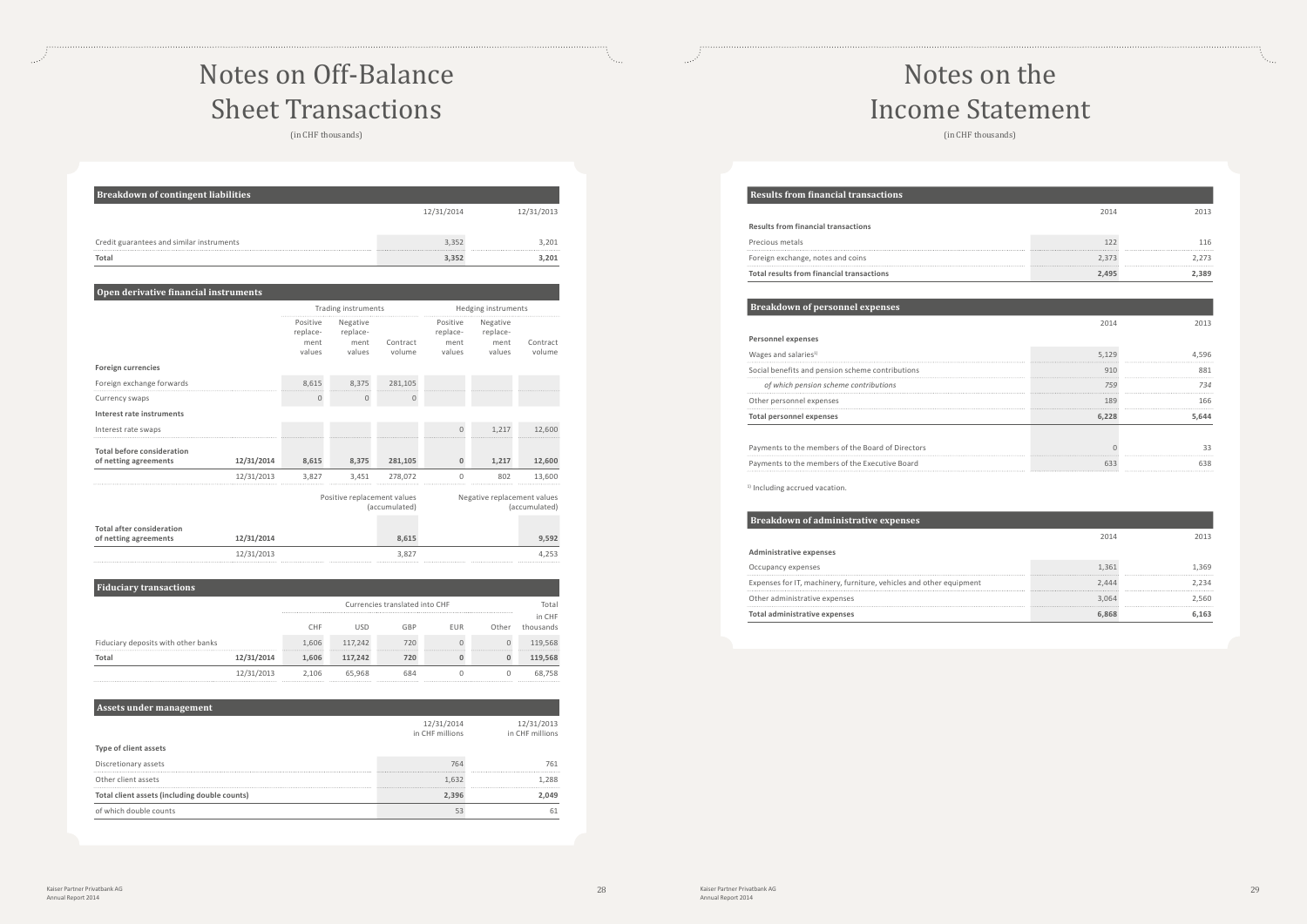# Notes on Off-Balance Sheet Transactions

(in CHF thousands)

## Breakdown of contingent liabilities

| | 12/31/2014 | 12/31/2013 |
|---|---|---|
| Credit guarantees and similar instruments | 3,352 | 3,201 |
| **Total** | **3,352** | **3,201** |

## Open derivative financial instruments

| | | Trading instruments | | | Hedging instruments | | |
|---|---|---|---|---|---|---|---|
| | | Positive replacement values | Negative replacement values | Contract volume | Positive replacement values | Negative replacement values | Contract volume |
| **Foreign currencies** | | | | | | | |
| Foreign exchange forwards | | 8,615 | 8,375 | 281,105 | | | |
| Currency swaps | | 0 | 0 | 0 | | | |
| **Interest rate instruments** | | | | | | | |
| Interest rate swaps | | | | | 0 | 1,217 | 12,600 |
| **Total before consideration of netting agreements** | **12/31/2014** | **8,615** | **8,375** | **281,105** | **0** | **1,217** | **12,600** |
| | 12/31/2013 | 3,827 | 3,451 | 278,072 | 0 | 802 | 13,600 |

| | | Positive replacement values (accumulated) | Negative replacement values (accumulated) |
|---|---|---|---|
| **Total after consideration of netting agreements** | **12/31/2014** | **8,615** | **9,592** |
| | 12/31/2013 | 3,827 | 4,253 |

## Fiduciary transactions

| | | Currencies translated into CHF | | | | | Total |
|---|---|---|---|---|---|---|---|
| | | CHF | USD | GBP | EUR | Other | in CHF thousands |
| Fiduciary deposits with other banks | | 1,606 | 117,242 | 720 | 0 | 0 | 119,568 |
| **Total** | **12/31/2014** | **1,606** | **117,242** | **720** | **0** | **0** | **119,568** |
| | 12/31/2013 | 2,106 | 65,968 | 684 | 0 | 0 | 68,758 |

## Assets under management

| | 12/31/2014 in CHF millions | 12/31/2013 in CHF millions |
|---|---|---|
| **Type of client assets** | | |
| Discretionary assets | 764 | 761 |
| Other client assets | 1,632 | 1,288 |
| **Total client assets (including double counts)** | **2,396** | **2,049** |
| of which double counts | 53 | 61 |

# Notes on the Income Statement

(in CHF thousands)

## Results from financial transactions

| | 2014 | 2013 |
|---|---|---|
| **Results from financial transactions** | | |
| Precious metals | 122 | 116 |
| Foreign exchange, notes and coins | 2,373 | 2,273 |
| **Total results from financial transactions** | **2,495** | **2,389** |

## Breakdown of personnel expenses

| | 2014 | 2013 |
|---|---|---|
| **Personnel expenses** | | |
| Wages and salaries[1] | 5,129 | 4,596 |
| Social benefits and pension scheme contributions | 910 | 881 |
| *of which pension scheme contributions* | *759* | *734* |
| Other personnel expenses | 189 | 166 |
| **Total personnel expenses** | **6,228** | **5,644** |
| | | |
| Payments to the members of the Board of Directors | 0 | 33 |
| Payments to the members of the Executive Board | 633 | 638 |

[1] Including accrued vacation.

## Breakdown of administrative expenses

| | 2014 | 2013 |
|---|---|---|
| **Administrative expenses** | | |
| Occupancy expenses | 1,361 | 1,369 |
| Expenses for IT, machinery, furniture, vehicles and other equipment | 2,444 | 2,234 |
| Other administrative expenses | 3,064 | 2,560 |
| **Total administrative expenses** | **6,868** | **6,163** |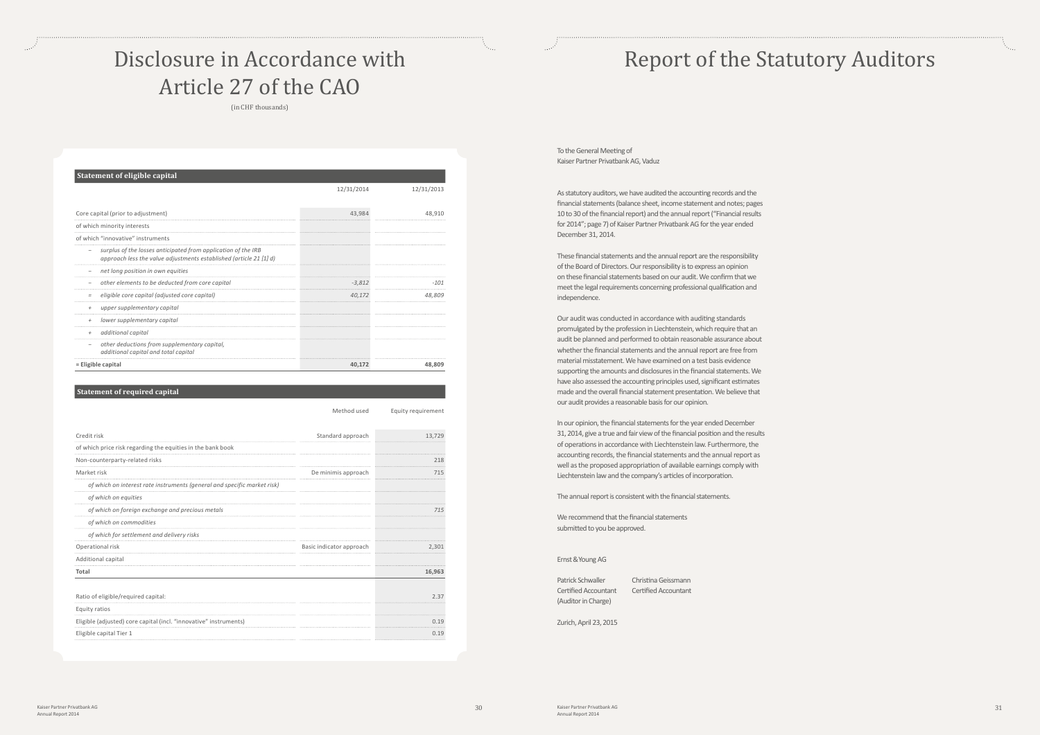# Disclosure in Accordance with Article 27 of the CAO

(in CHF thousands)

| Statement of eligible capital | 12/31/2014 | 12/31/2013 |
|---|---|---|
| Core capital (prior to adjustment) | 43,984 | 48,910 |
| of which minority interests | | |
| of which "innovative" instruments | | |
| – *surplus of the losses anticipated from application of the IRB approach less the value adjustments established (article 21 [1] d)* | | |
| – *net long position in own equities* | | |
| – *other elements to be deducted from core capital* | *-3,812* | *-101* |
| = *eligible core capital (adjusted core capital)* | *40,172* | *48,809* |
| + *upper supplementary capital* | | |
| + *lower supplementary capital* | | |
| + *additional capital* | | |
| – *other deductions from supplementary capital, additional capital and total capital* | | |
| **= Eligible capital** | **40,172** | **48,809** |

| Statement of required capital | Method used | Equity requirement |
|---|---|---|
| Credit risk | Standard approach | 13,729 |
| of which price risk regarding the equities in the bank book | | |
| Non-counterparty-related risks | | 218 |
| Market risk | De minimis approach | 715 |
| *of which on interest rate instruments (general and specific market risk)* | | |
| *of which on equities* | | |
| *of which on foreign exchange and precious metals* | | *715* |
| *of which on commodities* | | |
| *of which for settlement and delivery risks* | | |
| Operational risk | Basic indicator approach | 2,301 |
| Additional capital | | |
| **Total** | | **16,963** |
| Ratio of eligible/required capital: | | 2.37 |
| Equity ratios | | |
| Eligible (adjusted) core capital (incl. "innovative" instruments) | | 0.19 |
| Eligible capital Tier 1 | | 0.19 |

# Report of the Statutory Auditors

To the General Meeting of
Kaiser Partner Privatbank AG, Vaduz

As statutory auditors, we have audited the accounting records and the financial statements (balance sheet, income statement and notes; pages 10 to 30 of the financial report) and the annual report ("Financial results for 2014"; page 7) of Kaiser Partner Privatbank AG for the year ended December 31, 2014.

These financial statements and the annual report are the responsibility of the Board of Directors. Our responsibility is to express an opinion on these financial statements based on our audit. We confirm that we meet the legal requirements concerning professional qualification and independence.

Our audit was conducted in accordance with auditing standards promulgated by the profession in Liechtenstein, which require that an audit be planned and performed to obtain reasonable assurance about whether the financial statements and the annual report are free from material misstatement. We have examined on a test basis evidence supporting the amounts and disclosures in the financial statements. We have also assessed the accounting principles used, significant estimates made and the overall financial statement presentation. We believe that our audit provides a reasonable basis for our opinion.

In our opinion, the financial statements for the year ended December 31, 2014, give a true and fair view of the financial position and the results of operations in accordance with Liechtenstein law. Furthermore, the accounting records, the financial statements and the annual report as well as the proposed appropriation of available earnings comply with Liechtenstein law and the company's articles of incorporation.

The annual report is consistent with the financial statements.

We recommend that the financial statements submitted to you be approved.

Ernst & Young AG

Patrick Schwaller
Certified Accountant
(Auditor in Charge)

Christina Geissmann
Certified Accountant

Zurich, April 23, 2015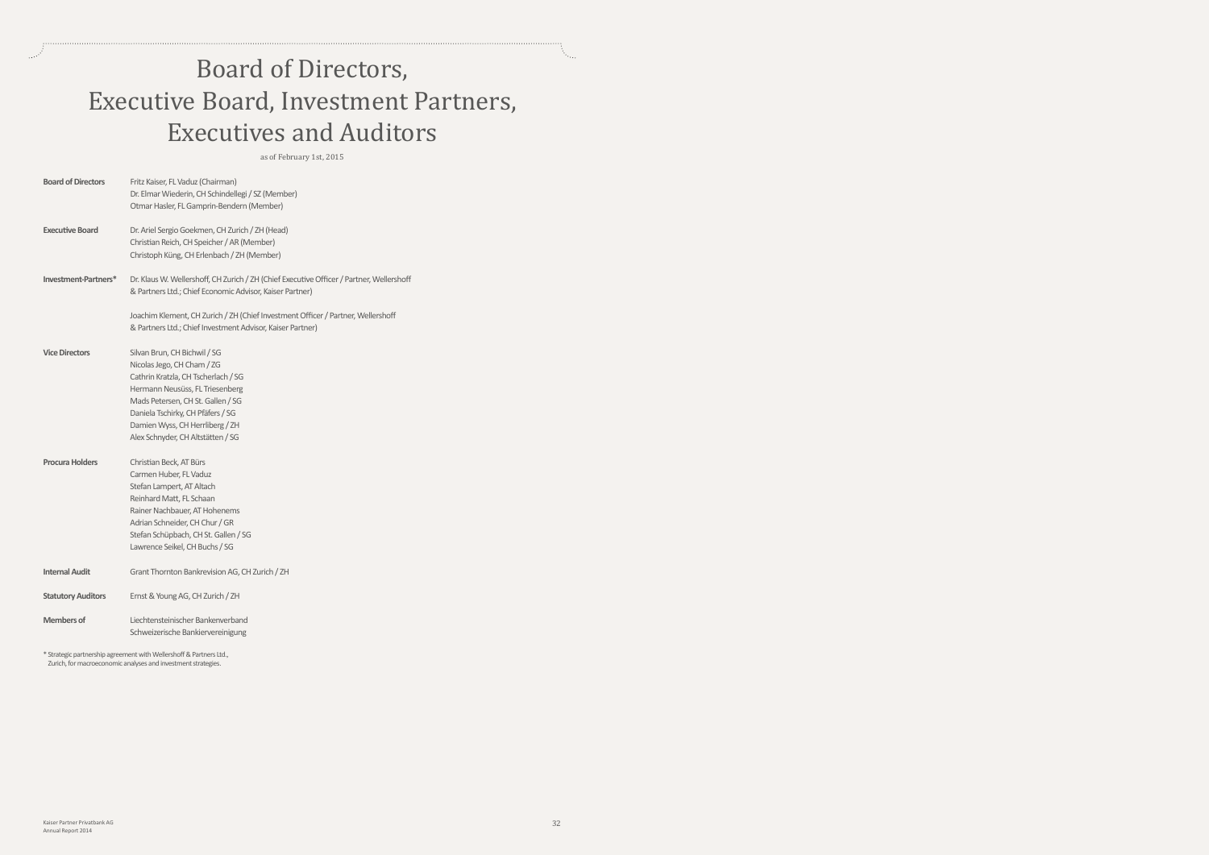# Board of Directors, Executive Board, Investment Partners, Executives and Auditors

as of February 1st, 2015

| | |
|---|---|
| **Board of Directors** | Fritz Kaiser, FL Vaduz (Chairman)<br>Dr. Elmar Wiederin, CH Schindellegi / SZ (Member)<br>Otmar Hasler, FL Gamprin-Bendern (Member) |
| **Executive Board** | Dr. Ariel Sergio Goekmen, CH Zurich / ZH (Head)<br>Christian Reich, CH Speicher / AR (Member)<br>Christoph Küng, CH Erlenbach / ZH (Member) |
| **Investment-Partners*** | Dr. Klaus W. Wellershoff, CH Zurich / ZH (Chief Executive Officer / Partner, Wellershoff & Partners Ltd.; Chief Economic Advisor, Kaiser Partner)<br><br>Joachim Klement, CH Zurich / ZH (Chief Investment Officer / Partner, Wellershoff & Partners Ltd.; Chief Investment Advisor, Kaiser Partner) |
| **Vice Directors** | Silvan Brun, CH Bichwil / SG<br>Nicolas Jego, CH Cham / ZG<br>Cathrin Kratzla, CH Tscherlach / SG<br>Hermann Neusüss, FL Triesenberg<br>Mads Petersen, CH St. Gallen / SG<br>Daniela Tschirky, CH Pfäfers / SG<br>Damien Wyss, CH Herrliberg / ZH<br>Alex Schnyder, CH Altstätten / SG |
| **Procura Holders** | Christian Beck, AT Bürs<br>Carmen Huber, FL Vaduz<br>Stefan Lampert, AT Altach<br>Reinhard Matt, FL Schaan<br>Rainer Nachbauer, AT Hohenems<br>Adrian Schneider, CH Chur / GR<br>Stefan Schüpbach, CH St. Gallen / SG<br>Lawrence Seikel, CH Buchs / SG |
| **Internal Audit** | Grant Thornton Bankrevision AG, CH Zurich / ZH |
| **Statutory Auditors** | Ernst & Young AG, CH Zurich / ZH |
| **Members of** | Liechtensteinischer Bankenverband<br>Schweizerische Bankiervereinigung |

* Strategic partnership agreement with Wellershoff & Partners Ltd., Zurich, for macroeconomic analyses and investment strategies.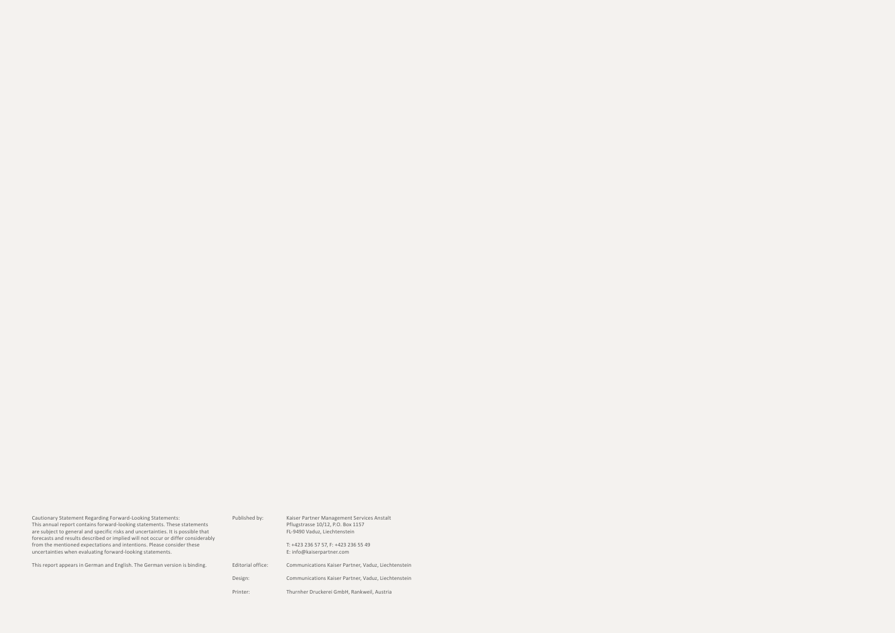Cautionary Statement Regarding Forward-Looking Statements:
This annual report contains forward-looking statements. These statements are subject to general and specific risks and uncertainties. It is possible that forecasts and results described or implied will not occur or differ considerably from the mentioned expectations and intentions. Please consider these uncertainties when evaluating forward-looking statements.

This report appears in German and English. The German version is binding.

| | |
|---|---|
| Published by: | Kaiser Partner Management Services Anstalt<br>Pflugstrasse 10/12, P.O. Box 1157<br>FL-9490 Vaduz, Liechtenstein<br><br>T: +423 236 57 57, F: +423 236 55 49<br>E: info@kaiserpartner.com |
| Editorial office: | Communications Kaiser Partner, Vaduz, Liechtenstein |
| Design: | Communications Kaiser Partner, Vaduz, Liechtenstein |
| Printer: | Thurnher Druckerei GmbH, Rankweil, Austria |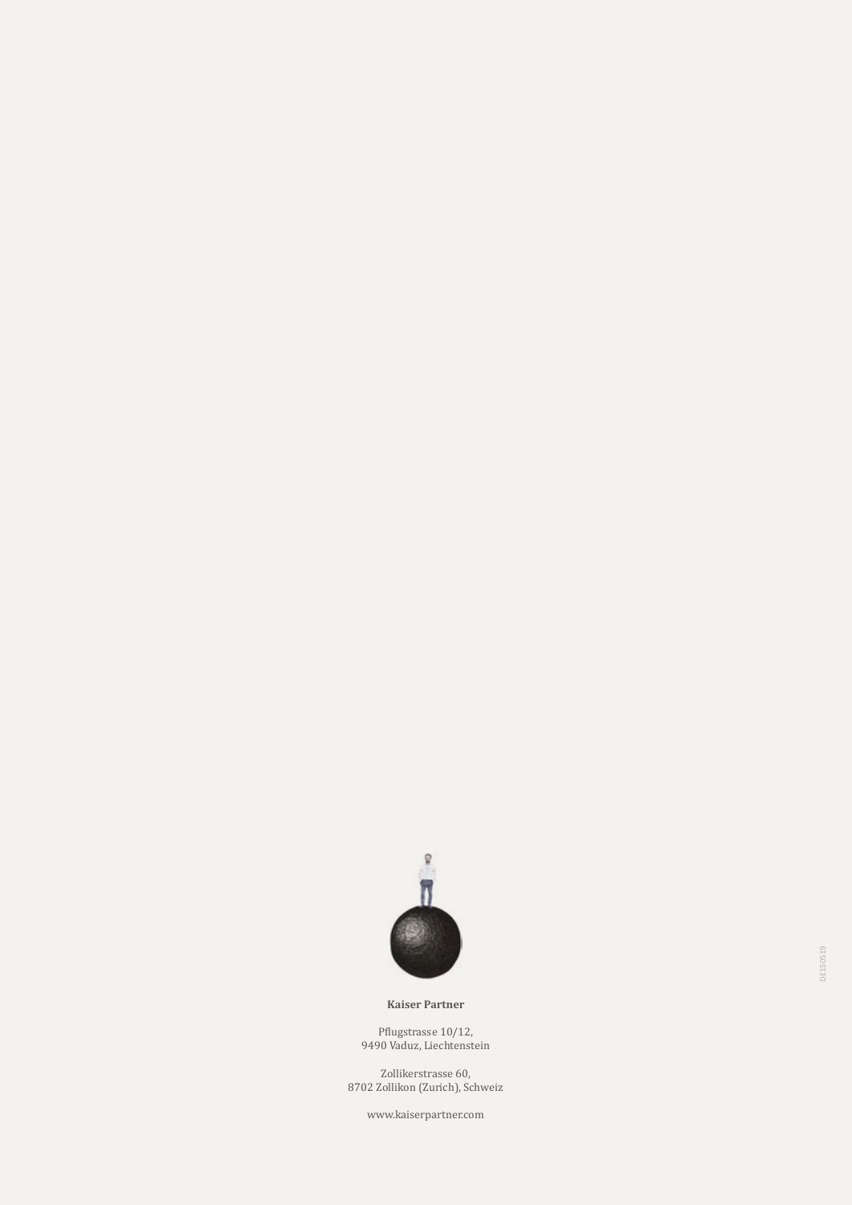**Kaiser Partner**

Pflugstrasse 10/12,
9490 Vaduz, Liechtenstein

Zollikerstrasse 60,
8702 Zollikon (Zurich), Schweiz

www.kaiserpartner.com

DE150519